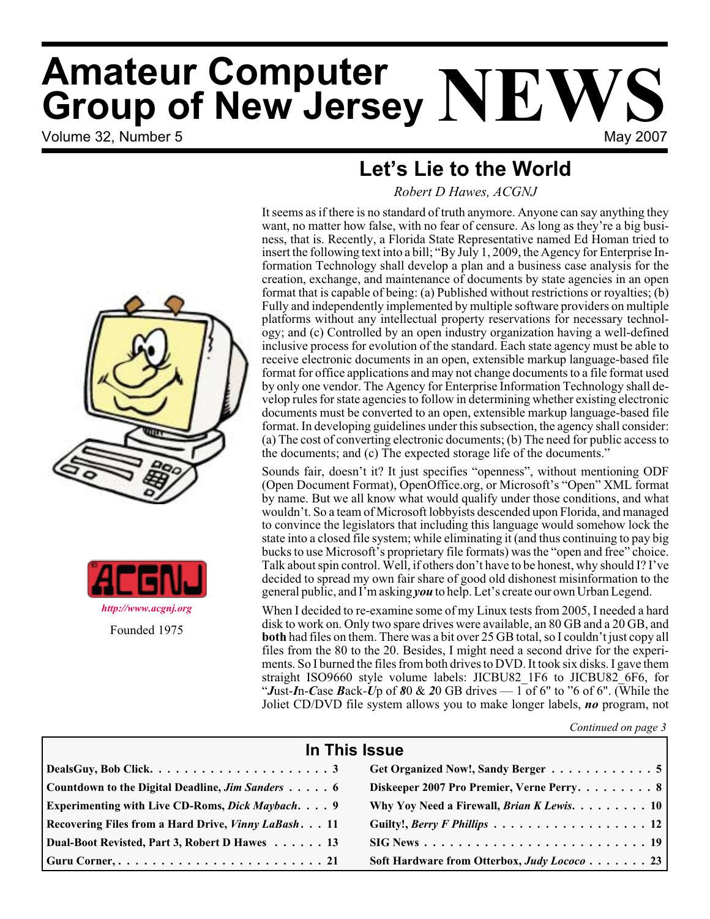# Amateur Computer Group of New Jersey NEWS

Volume 32, Number 5 — May 2007

http://www.acgnj.org

Founded 1975

## Let's Lie to the World

*Robert D Hawes, ACGNJ*

It seems as if there is no standard of truth anymore. Anyone can say anything they want, no matter how false, with no fear of censure. As long as they're a big business, that is. Recently, a Florida State Representative named Ed Homan tried to insert the following text into a bill; "By July 1, 2009, the Agency for Enterprise Information Technology shall develop a plan and a business case analysis for the creation, exchange, and maintenance of documents by state agencies in an open format that is capable of being: (a) Published without restrictions or royalties; (b) Fully and independently implemented by multiple software providers on multiple platforms without any intellectual property reservations for necessary technology; and (c) Controlled by an open industry organization having a well-defined inclusive process for evolution of the standard. Each state agency must be able to receive electronic documents in an open, extensible markup language-based file format for office applications and may not change documents to a file format used by only one vendor. The Agency for Enterprise Information Technology shall develop rules for state agencies to follow in determining whether existing electronic documents must be converted to an open, extensible markup language-based file format. In developing guidelines under this subsection, the agency shall consider: (a) The cost of converting electronic documents; (b) The need for public access to the documents; and (c) The expected storage life of the documents."

Sounds fair, doesn't it? It just specifies "openness", without mentioning ODF (Open Document Format), OpenOffice.org, or Microsoft's "Open" XML format by name. But we all know what would qualify under those conditions, and what wouldn't. So a team of Microsoft lobbyists descended upon Florida, and managed to convince the legislators that including this language would somehow lock the state into a closed file system; while eliminating it (and thus continuing to pay big bucks to use Microsoft's proprietary file formats) was the "open and free" choice. Talk about spin control. Well, if others don't have to be honest, why should I? I've decided to spread my own fair share of good old dishonest misinformation to the general public, and I'm asking ***you*** to help. Let's create our own Urban Legend.

When I decided to re-examine some of my Linux tests from 2005, I needed a hard disk to work on. Only two spare drives were available, an 80 GB and a 20 GB, and **both** had files on them. There was a bit over 25 GB total, so I couldn't just copy all files from the 80 to the 20. Besides, I might need a second drive for the experiments. So I burned the files from both drives to DVD. It took six disks. I gave them straight ISO9660 style volume labels: JICBU82_1F6 to JICBU82_6F6, for "***J***ust-***I***n-***C***ase ***B***ack-***U***p of ***8***0 & ***2***0 GB drives — 1 of 6" to "6 of 6". (While the Joliet CD/DVD file system allows you to make longer labels, ***no*** program, not

*Continued on page 3*

### In This Issue

| | |
|---|---|
| DealsGuy, Bob Click . . . 3 | Get Organized Now!, Sandy Berger . . . 5 |
| Countdown to the Digital Deadline, *Jim Sanders* . . . 6 | Diskeeper 2007 Pro Premier, Verne Perry . . . 8 |
| Experimenting with Live CD-Roms, *Dick Maybach* . . . 9 | Why Yoy Need a Firewall, *Brian K Lewis* . . . 10 |
| Recovering Files from a Hard Drive, *Vinny LaBash* . . . 11 | Guilty!, *Berry F Phillips* . . . 12 |
| Dual-Boot Revisted, Part 3, Robert D Hawes . . . 13 | SIG News . . . 19 |
| Guru Corner, . . . 21 | Soft Hardware from Otterbox, *Judy Lococo* . . . 23 |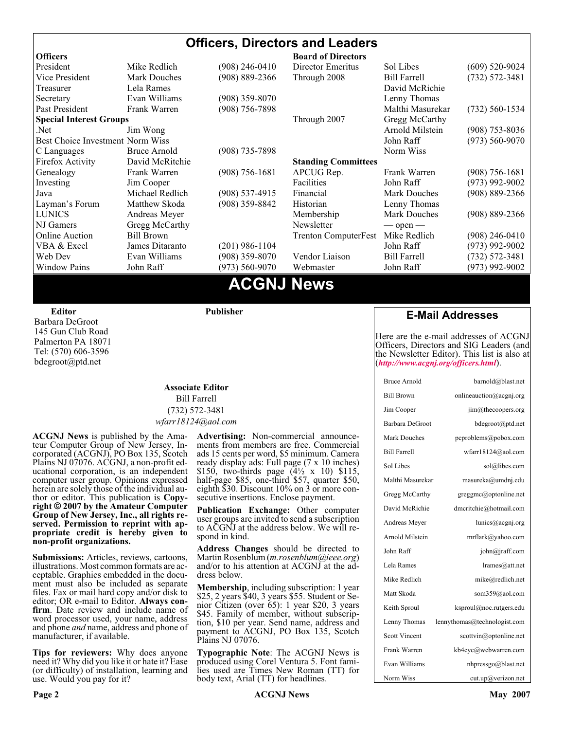# Officers, Directors and Leaders

| Officers | | | Board of Directors | | |
|---|---|---|---|---|---|
| President | Mike Redlich | (908) 246-0410 | Director Emeritus | Sol Libes | (609) 520-9024 |
| Vice President | Mark Douches | (908) 889-2366 | Through 2008 | Bill Farrell | (732) 572-3481 |
| Treasurer | Lela Rames | | | David McRichie | |
| Secretary | Evan Williams | (908) 359-8070 | | Lenny Thomas | |
| Past President | Frank Warren | (908) 756-7898 | | Malthi Masurekar | (732) 560-1534 |
| **Special Interest Groups** | | | Through 2007 | Gregg McCarthy | |
| .Net | Jim Wong | | | Arnold Milstein | (908) 753-8036 |
| Best Choice Investment | Norm Wiss | | | John Raff | (973) 560-9070 |
| C Languages | Bruce Arnold | (908) 735-7898 | | Norm Wiss | |
| Firefox Activity | David McRitchie | | **Standing Committees** | | |
| Genealogy | Frank Warren | (908) 756-1681 | APCUG Rep. | Frank Warren | (908) 756-1681 |
| Investing | Jim Cooper | | Facilities | John Raff | (973) 992-9002 |
| Java | Michael Redlich | (908) 537-4915 | Financial | Mark Douches | (908) 889-2366 |
| Layman's Forum | Matthew Skoda | (908) 359-8842 | Historian | Lenny Thomas | |
| LUNICS | Andreas Meyer | | Membership | Mark Douches | (908) 889-2366 |
| NJ Gamers | Gregg McCarthy | | Newsletter | — open — | |
| Online Auction | Bill Brown | | Trenton ComputerFest | Mike Redlich | (908) 246-0410 |
| VBA & Excel | James Ditaranto | (201) 986-1104 | | John Raff | (973) 992-9002 |
| Web Dev | Evan Williams | (908) 359-8070 | Vendor Liaison | Bill Farrell | (732) 572-3481 |
| Window Pains | John Raff | (973) 560-9070 | Webmaster | John Raff | (973) 992-9002 |

# ACGNJ News

**Editor**
Barbara DeGroot
145 Gun Club Road
Palmerton PA 18071
Tel: (570) 606-3596
bdegroot@ptd.net

**Publisher**

**Associate Editor**
Bill Farrell
(732) 572-3481
*wfarr18124@aol.com*

**ACGNJ News** is published by the Amateur Computer Group of New Jersey, Incorporated (ACGNJ), PO Box 135, Scotch Plains NJ 07076. ACGNJ, a non-profit educational corporation, is an independent computer user group. Opinions expressed herein are solely those of the individual author or editor. This publication is **Copyright © 2007 by the Amateur Computer Group of New Jersey, Inc., all rights reserved. Permission to reprint with appropriate credit is hereby given to non-profit organizations.**

**Submissions:** Articles, reviews, cartoons, illustrations. Most common formats are acceptable. Graphics embedded in the document must also be included as separate files. Fax or mail hard copy and/or disk to editor; OR e-mail to Editor. **Always confirm**. Date review and include name of word processor used, your name, address and phone *and* name, address and phone of manufacturer, if available.

**Tips for reviewers:** Why does anyone need it? Why did you like it or hate it? Ease (or difficulty) of installation, learning and use. Would you pay for it?

**Advertising:** Non-commercial announcements from members are free. Commercial ads 15 cents per word, $5 minimum. Camera ready display ads: Full page (7 x 10 inches) $150, two-thirds page (4½ x 10) $115, half-page $85, one-third $57, quarter $50, eighth $30. Discount 10% on 3 or more consecutive insertions. Enclose payment.

**Publication Exchange:** Other computer user groups are invited to send a subscription to ACGNJ at the address below. We will respond in kind.

**Address Changes** should be directed to Martin Rosenblum (*m.rosenblum@ieee.org*) and/or to his attention at ACGNJ at the address below.

**Membership**, including subscription: 1 year $25, 2 years $40, 3 years $55. Student or Senior Citizen (over 65): 1 year $20, 3 years $45. Family of member, without subscription, $10 per year. Send name, address and payment to ACGNJ, PO Box 135, Scotch Plains NJ 07076.

**Typographic Note**: The ACGNJ News is produced using Corel Ventura 5. Font families used are Times New Roman (TT) for body text, Arial (TT) for headlines.

## E-Mail Addresses

Here are the e-mail addresses of ACGNJ Officers, Directors and SIG Leaders (and the Newsletter Editor). This list is also at (***http://www.acgnj.org/officers.html***).

| Name | E-mail |
|---|---|
| Bruce Arnold | barnold@blast.net |
| Bill Brown | onlineauction@acgnj.org |
| Jim Cooper | jim@thecoopers.org |
| Barbara DeGroot | bdegroot@ptd.net |
| Mark Douches | pcproblems@pobox.com |
| Bill Farrell | wfarr18124@aol.com |
| Sol Libes | sol@libes.com |
| Malthi Masurekar | masureka@umdnj.edu |
| Gregg McCarthy | greggmc@optonline.net |
| David McRichie | dmcritchie@hotmail.com |
| Andreas Meyer | lunics@acgnj.org |
| Arnold Milstein | mrflark@yahoo.com |
| John Raff | john@jraff.com |
| Lela Rames | lrames@att.net |
| Mike Redlich | mike@redlich.net |
| Matt Skoda | som359@aol.com |
| Keith Sproul | ksproul@noc.rutgers.edu |
| Lenny Thomas | lennythomas@technologist.com |
| Scott Vincent | scottvin@optonline.net |
| Frank Warren | kb4cyc@webwarren.com |
| Evan Williams | nhpressgo@blast.net |
| Norm Wiss | cut.up@verizon.net |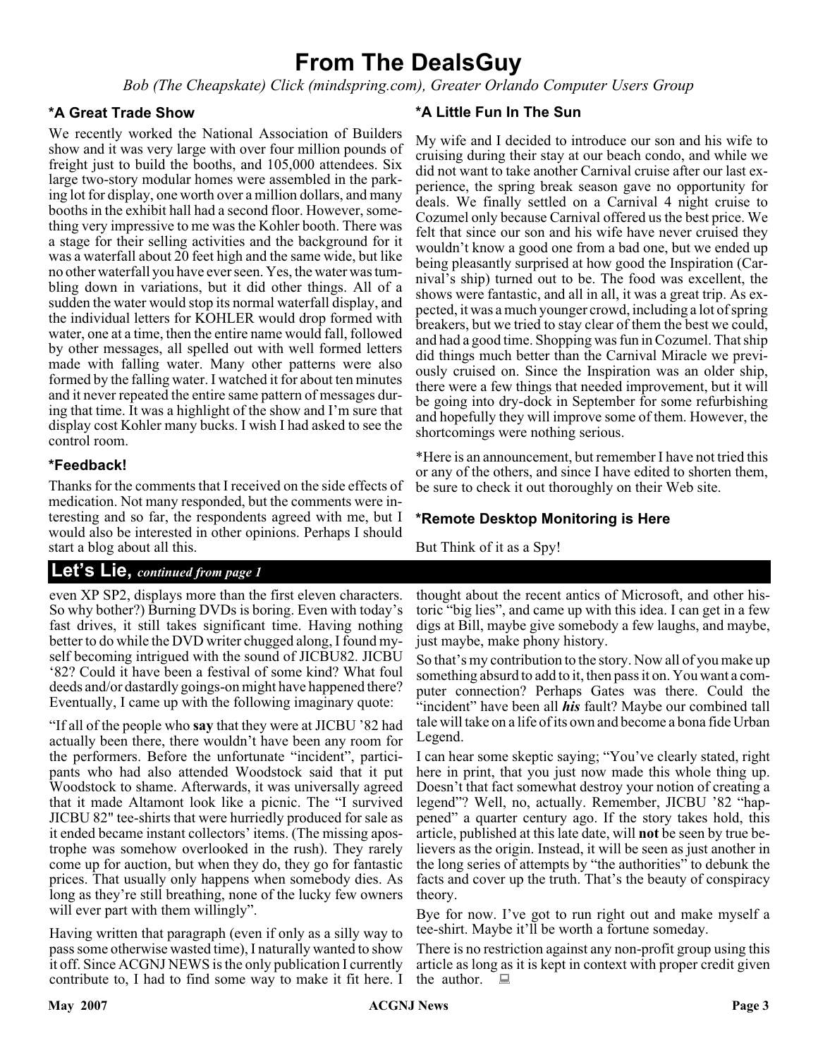# From The DealsGuy

*Bob (The Cheapskate) Click (mindspring.com), Greater Orlando Computer Users Group*

### *A Great Trade Show

We recently worked the National Association of Builders show and it was very large with over four million pounds of freight just to build the booths, and 105,000 attendees. Six large two-story modular homes were assembled in the parking lot for display, one worth over a million dollars, and many booths in the exhibit hall had a second floor. However, something very impressive to me was the Kohler booth. There was a stage for their selling activities and the background for it was a waterfall about 20 feet high and the same wide, but like no other waterfall you have ever seen. Yes, the water was tumbling down in variations, but it did other things. All of a sudden the water would stop its normal waterfall display, and the individual letters for KOHLER would drop formed with water, one at a time, then the entire name would fall, followed by other messages, all spelled out with well formed letters made with falling water. Many other patterns were also formed by the falling water. I watched it for about ten minutes and it never repeated the entire same pattern of messages during that time. It was a highlight of the show and I'm sure that display cost Kohler many bucks. I wish I had asked to see the control room.

### *Feedback!

Thanks for the comments that I received on the side effects of medication. Not many responded, but the comments were interesting and so far, the respondents agreed with me, but I would also be interested in other opinions. Perhaps I should start a blog about all this.

### *A Little Fun In The Sun

My wife and I decided to introduce our son and his wife to cruising during their stay at our beach condo, and while we did not want to take another Carnival cruise after our last experience, the spring break season gave no opportunity for deals. We finally settled on a Carnival 4 night cruise to Cozumel only because Carnival offered us the best price. We felt that since our son and his wife have never cruised they wouldn't know a good one from a bad one, but we ended up being pleasantly surprised at how good the Inspiration (Carnival's ship) turned out to be. The food was excellent, the shows were fantastic, and all in all, it was a great trip. As expected, it was a much younger crowd, including a lot of spring breakers, but we tried to stay clear of them the best we could, and had a good time. Shopping was fun in Cozumel. That ship did things much better than the Carnival Miracle we previously cruised on. Since the Inspiration was an older ship, there were a few things that needed improvement, but it will be going into dry-dock in September for some refurbishing and hopefully they will improve some of them. However, the shortcomings were nothing serious.

*Here is an announcement, but remember I have not tried this or any of the others, and since I have edited to shorten them, be sure to check it out thoroughly on their Web site.

### *Remote Desktop Monitoring is Here

But Think of it as a Spy!

## Let's Lie, *continued from page 1*

even XP SP2, displays more than the first eleven characters. So why bother?) Burning DVDs is boring. Even with today's fast drives, it still takes significant time. Having nothing better to do while the DVD writer chugged along, I found myself becoming intrigued with the sound of JICBU82. JICBU '82? Could it have been a festival of some kind? What foul deeds and/or dastardly goings-on might have happened there? Eventually, I came up with the following imaginary quote:

"If all of the people who **say** that they were at JICBU '82 had actually been there, there wouldn't have been any room for the performers. Before the unfortunate "incident", participants who had also attended Woodstock said that it put Woodstock to shame. Afterwards, it was universally agreed that it made Altamont look like a picnic. The "I survived JICBU 82" tee-shirts that were hurriedly produced for sale as it ended became instant collectors' items. (The missing apostrophe was somehow overlooked in the rush). They rarely come up for auction, but when they do, they go for fantastic prices. That usually only happens when somebody dies. As long as they're still breathing, none of the lucky few owners will ever part with them willingly".

Having written that paragraph (even if only as a silly way to pass some otherwise wasted time), I naturally wanted to show it off. Since ACGNJ NEWS is the only publication I currently contribute to, I had to find some way to make it fit here. I thought about the recent antics of Microsoft, and other historic "big lies", and came up with this idea. I can get in a few digs at Bill, maybe give somebody a few laughs, and maybe, just maybe, make phony history.

So that's my contribution to the story. Now all of you make up something absurd to add to it, then pass it on. You want a computer connection? Perhaps Gates was there. Could the "incident" have been all ***his*** fault? Maybe our combined tall tale will take on a life of its own and become a bona fide Urban Legend.

I can hear some skeptic saying; "You've clearly stated, right here in print, that you just now made this whole thing up. Doesn't that fact somewhat destroy your notion of creating a legend"? Well, no, actually. Remember, JICBU '82 "happened" a quarter century ago. If the story takes hold, this article, published at this late date, will **not** be seen by true believers as the origin. Instead, it will be seen as just another in the long series of attempts by "the authorities" to debunk the facts and cover up the truth. That's the beauty of conspiracy theory.

Bye for now. I've got to run right out and make myself a tee-shirt. Maybe it'll be worth a fortune someday.

There is no restriction against any non-profit group using this article as long as it is kept in context with proper credit given the author.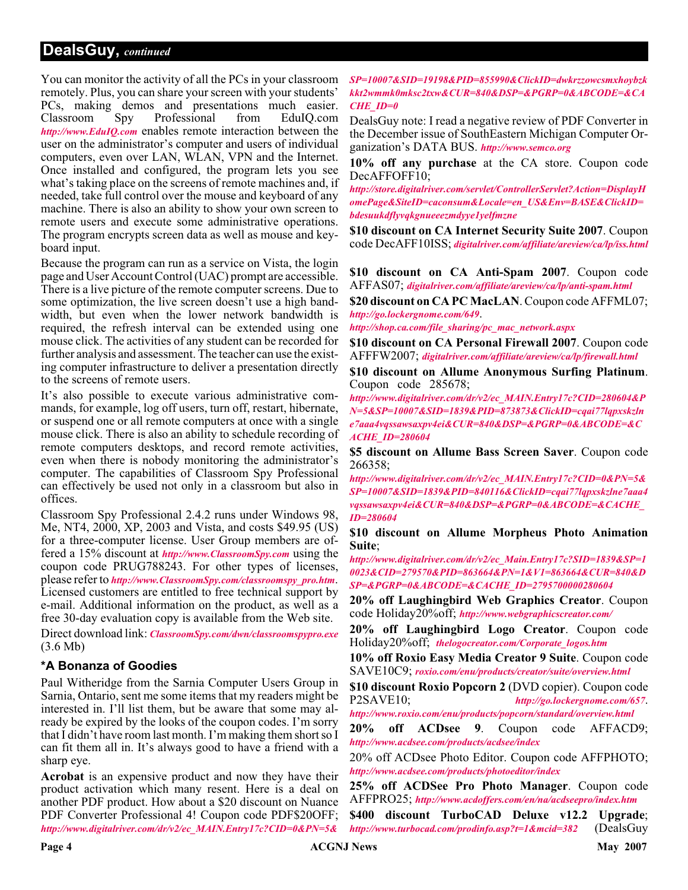## DealsGuy, *continued*

You can monitor the activity of all the PCs in your classroom remotely. Plus, you can share your screen with your students' PCs, making demos and presentations much easier. Classroom Spy Professional from EduIQ.com *http://www.EduIQ.com* enables remote interaction between the user on the administrator's computer and users of individual computers, even over LAN, WLAN, VPN and the Internet. Once installed and configured, the program lets you see what's taking place on the screens of remote machines and, if needed, take full control over the mouse and keyboard of any machine. There is also an ability to show your own screen to remote users and execute some administrative operations. The program encrypts screen data as well as mouse and keyboard input.

Because the program can run as a service on Vista, the login page and User Account Control (UAC) prompt are accessible. There is a live picture of the remote computer screens. Due to some optimization, the live screen doesn't use a high bandwidth, but even when the lower network bandwidth is required, the refresh interval can be extended using one mouse click. The activities of any student can be recorded for further analysis and assessment. The teacher can use the existing computer infrastructure to deliver a presentation directly to the screens of remote users.

It's also possible to execute various administrative commands, for example, log off users, turn off, restart, hibernate, or suspend one or all remote computers at once with a single mouse click. There is also an ability to schedule recording of remote computers desktops, and record remote activities, even when there is nobody monitoring the administrator's computer. The capabilities of Classroom Spy Professional can effectively be used not only in a classroom but also in offices.

Classroom Spy Professional 2.4.2 runs under Windows 98, Me, NT4, 2000, XP, 2003 and Vista, and costs $49.95 (US) for a three-computer license. User Group members are offered a 15% discount at *http://www.ClassroomSpy.com* using the coupon code PRUG788243. For other types of licenses, please refer to *http://www.ClassroomSpy.com/classroomspy_pro.htm*. Licensed customers are entitled to free technical support by e-mail. Additional information on the product, as well as a free 30-day evaluation copy is available from the Web site.

Direct download link: *ClassroomSpy.com/dwn/classroomspypro.exe* (3.6 Mb)

### *A Bonanza of Goodies

Paul Witheridge from the Sarnia Computer Users Group in Sarnia, Ontario, sent me some items that my readers might be interested in. I'll list them, but be aware that some may already be expired by the looks of the coupon codes. I'm sorry that I didn't have room last month. I'm making them short so I can fit them all in. It's always good to have a friend with a sharp eye.

**Acrobat** is an expensive product and now they have their product activation which many resent. Here is a deal on another PDF product. How about a $20 discount on Nuance PDF Converter Professional 4! Coupon code PDF$20OFF; *http://www.digitalriver.com/dr/v2/ec_MAIN.Entry17c?CID=0&PN=5&SP=10007&SID=19198&PID=855990&ClickID=dwkrzzowcsmxhoybzkkkt2wmmk0mksc2txw&CUR=840&DSP=&PGRP=0&ABCODE=&CACHE_ID=0*

DealsGuy note: I read a negative review of PDF Converter in the December issue of SouthEastern Michigan Computer Organization's DATA BUS. *http://www.semco.org*

**10% off any purchase** at the CA store. Coupon code DecAFFOFF10; *http://store.digitalriver.com/servlet/ControllerServlet?Action=DisplayHomePage&SiteID=caconsum&Locale=en_US&Env=BASE&ClickID=bdesuukdflyvqkgnueeezmdyye1yelfmzne*

**$10 discount on CA Internet Security Suite 2007**. Coupon code DecAFF10ISS; *digitalriver.com/affiliate/areview/ca/lp/iss.html*

**$10 discount on CA Anti-Spam 2007**. Coupon code AFFAS07; *digitalriver.com/affiliate/areview/ca/lp/anti-spam.html*

**$20 discount on CA PC MacLAN**. Coupon code AFFML07; *http://go.lockergnome.com/649*. *http://shop.ca.com/file_sharing/pc_mac_network.aspx*

**$10 discount on CA Personal Firewall 2007**. Coupon code AFFFW2007; *digitalriver.com/affiliate/areview/ca/lp/firewall.html*

**$10 discount on Allume Anonymous Surfing Platinum**. Coupon code 285678; *http://www.digitalriver.com/dr/v2/ec_MAIN.Entry17c?CID=280604&PN=5&SP=10007&SID=1839&PID=873873&ClickID=cqai77lqpxskzlne7aaa4vqssawsaxpv4ei&CUR=840&DSP=&PGRP=0&ABCODE=&CACHE_ID=280604*

**$5 discount on Allume Bass Screen Saver**. Coupon code 266358; *http://www.digitalriver.com/dr/v2/ec_MAIN.Entry17c?CID=0&PN=5&SP=10007&SID=1839&PID=840116&ClickID=cqai77lqpxskzlne7aaa4vqssawsaxpv4ei&CUR=840&DSP=&PGRP=0&ABCODE=&CACHE_ID=280604*

**$10 discount on Allume Morpheus Photo Animation Suite**; *http://www.digitalriver.com/dr/v2/ec_Main.Entry17c?SID=1839&SP=10023&CID=279570&PID=863664&PN=1&V1=863664&CUR=840&DSP=&PGRP=0&ABCODE=&CACHE_ID=2795700000280604*

**20% off Laughingbird Web Graphics Creator**. Coupon code Holiday20%off; *http://www.webgraphicscreator.com/*

**20% off Laughingbird Logo Creator**. Coupon code Holiday20%off; *thelogocreator.com/Corporate_logos.htm*

**10% off Roxio Easy Media Creator 9 Suite**. Coupon code SAVE10C9; *roxio.com/enu/products/creator/suite/overview.html*

**$10 discount Roxio Popcorn 2** (DVD copier). Coupon code P2SAVE10; *http://go.lockergnome.com/657*. *http://www.roxio.com/enu/products/popcorn/standard/overview.html*

**20% off ACDsee 9**. Coupon code AFFACD9; *http://www.acdsee.com/products/acdsee/index*

20% off ACDsee Photo Editor. Coupon code AFFPHOTO; *http://www.acdsee.com/products/photoeditor/index*

**25% off ACDSee Pro Photo Manager**. Coupon code AFFPRO25; *http://www.acdoffers.com/en/na/acdseepro/index.htm*

**$400 discount TurboCAD Deluxe v12.2 Upgrade**; *http://www.turbocad.com/prodinfo.asp?t=1&mcid=382* (DealsGuy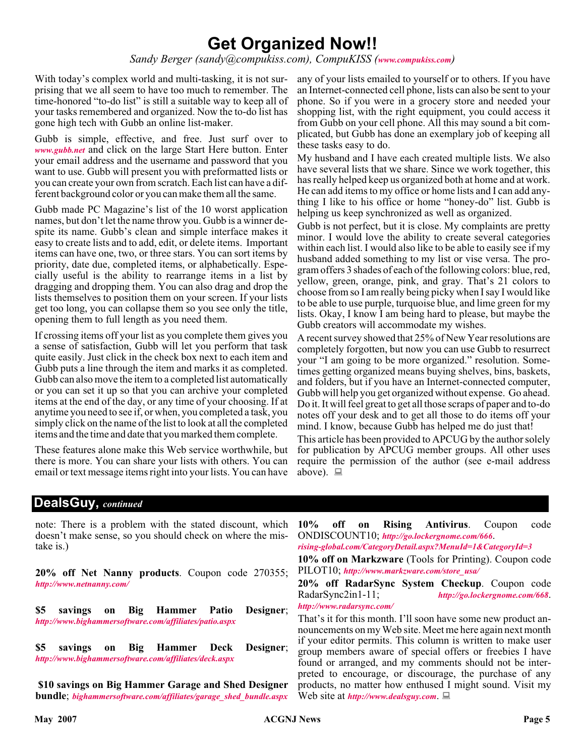# Get Organized Now!!

*Sandy Berger (sandy@compukiss.com), CompuKISS (www.compukiss.com)*

With today's complex world and multi-tasking, it is not surprising that we all seem to have too much to remember. The time-honored "to-do list" is still a suitable way to keep all of your tasks remembered and organized. Now the to-do list has gone high tech with Gubb an online list-maker.

Gubb is simple, effective, and free. Just surf over to *www.gubb.net* and click on the large Start Here button. Enter your email address and the username and password that you want to use. Gubb will present you with preformatted lists or you can create your own from scratch. Each list can have a different background color or you can make them all the same.

Gubb made PC Magazine's list of the 10 worst application names, but don't let the name throw you. Gubb is a winner despite its name. Gubb's clean and simple interface makes it easy to create lists and to add, edit, or delete items. Important items can have one, two, or three stars. You can sort items by priority, date due, completed items, or alphabetically. Especially useful is the ability to rearrange items in a list by dragging and dropping them. You can also drag and drop the lists themselves to position them on your screen. If your lists get too long, you can collapse them so you see only the title, opening them to full length as you need them.

If crossing items off your list as you complete them gives you a sense of satisfaction, Gubb will let you perform that task quite easily. Just click in the check box next to each item and Gubb puts a line through the item and marks it as completed. Gubb can also move the item to a completed list automatically or you can set it up so that you can archive your completed items at the end of the day, or any time of your choosing. If at anytime you need to see if, or when, you completed a task, you simply click on the name of the list to look at all the completed items and the time and date that you marked them complete.

These features alone make this Web service worthwhile, but there is more. You can share your lists with others. You can email or text message items right into your lists. You can have any of your lists emailed to yourself or to others. If you have an Internet-connected cell phone, lists can also be sent to your phone. So if you were in a grocery store and needed your shopping list, with the right equipment, you could access it from Gubb on your cell phone. All this may sound a bit complicated, but Gubb has done an exemplary job of keeping all these tasks easy to do.

My husband and I have each created multiple lists. We also have several lists that we share. Since we work together, this has really helped keep us organized both at home and at work. He can add items to my office or home lists and I can add anything I like to his office or home "honey-do" list. Gubb is helping us keep synchronized as well as organized.

Gubb is not perfect, but it is close. My complaints are pretty minor. I would love the ability to create several categories within each list. I would also like to be able to easily see if my husband added something to my list or vise versa. The program offers 3 shades of each of the following colors: blue, red, yellow, green, orange, pink, and gray. That's 21 colors to choose from so I am really being picky when I say I would like to be able to use purple, turquoise blue, and lime green for my lists. Okay, I know I am being hard to please, but maybe the Gubb creators will accommodate my wishes.

A recent survey showed that 25% of New Year resolutions are completely forgotten, but now you can use Gubb to resurrect your "I am going to be more organized." resolution. Sometimes getting organized means buying shelves, bins, baskets, and folders, but if you have an Internet-connected computer, Gubb will help you get organized without expense. Go ahead. Do it. It will feel great to get all those scraps of paper and to-do notes off your desk and to get all those to do items off your mind. I know, because Gubb has helped me do just that!

This article has been provided to APCUG by the author solely for publication by APCUG member groups. All other uses require the permission of the author (see e-mail address above).

## DealsGuy, *continued*

note: There is a problem with the stated discount, which doesn't make sense, so you should check on where the mistake is.)

**20% off Net Nanny products**. Coupon code 270355; *http://www.netnanny.com/*

**$5 savings on Big Hammer Patio Designer**; *http://www.bighammersoftware.com/affiliates/patio.aspx*

**$5 savings on Big Hammer Deck Designer**; *http://www.bighammersoftware.com/affiliates/deck.aspx*

**$10 savings on Big Hammer Garage and Shed Designer bundle**; *bighammersoftware.com/affiliates/garage_shed_bundle.aspx*

**10% off on Rising Antivirus**. Coupon code ONDISCOUNT10; *http://go.lockergnome.com/666*. *rising-global.com/CategoryDetail.aspx?MenuId=1&CategoryId=3*

**10% off on Markzware** (Tools for Printing). Coupon code PILOT10; *http://www.markzware.com/store_usa/*

**20% off RadarSync System Checkup**. Coupon code RadarSync2in1-11; *http://go.lockergnome.com/668*. *http://www.radarsync.com/*

That's it for this month. I'll soon have some new product announcements on my Web site. Meet me here again next month if your editor permits. This column is written to make user group members aware of special offers or freebies I have found or arranged, and my comments should not be interpreted to encourage, or discourage, the purchase of any products, no matter how enthused I might sound. Visit my Web site at *http://www.dealsguy.com*.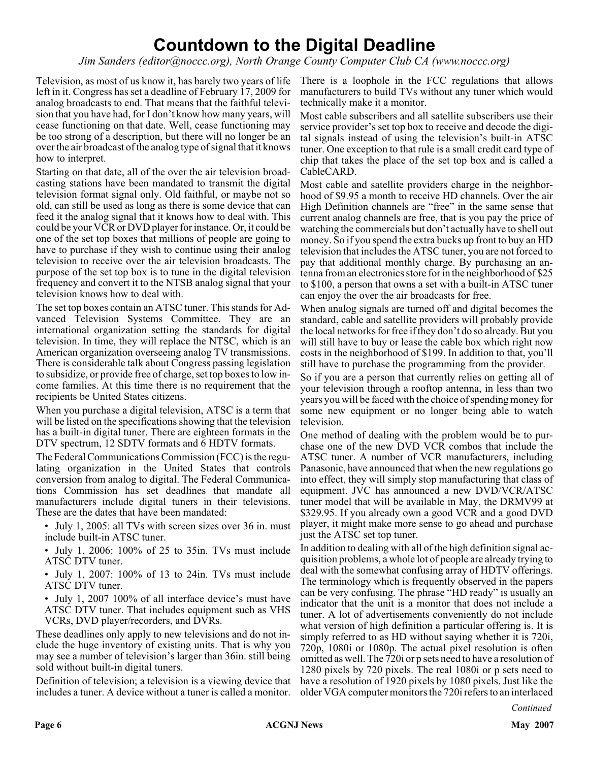# Countdown to the Digital Deadline

*Jim Sanders (editor@noccc.org), North Orange County Computer Club CA (www.noccc.org)*

Television, as most of us know it, has barely two years of life left in it. Congress has set a deadline of February 17, 2009 for analog broadcasts to end. That means that the faithful television that you have had, for I don't know how many years, will cease functioning on that date. Well, cease functioning may be too strong of a description, but there will no longer be an over the air broadcast of the analog type of signal that it knows how to interpret.

Starting on that date, all of the over the air television broadcasting stations have been mandated to transmit the digital television format signal only. Old faithful, or maybe not so old, can still be used as long as there is some device that can feed it the analog signal that it knows how to deal with. This could be your VCR or DVD player for instance. Or, it could be one of the set top boxes that millions of people are going to have to purchase if they wish to continue using their analog television to receive over the air television broadcasts. The purpose of the set top box is to tune in the digital television frequency and convert it to the NTSB analog signal that your television knows how to deal with.

The set top boxes contain an ATSC tuner. This stands for Advanced Television Systems Committee. They are an international organization setting the standards for digital television. In time, they will replace the NTSC, which is an American organization overseeing analog TV transmissions. There is considerable talk about Congress passing legislation to subsidize, or provide free of charge, set top boxes to low income families. At this time there is no requirement that the recipients be United States citizens.

When you purchase a digital television, ATSC is a term that will be listed on the specifications showing that the television has a built-in digital tuner. There are eighteen formats in the DTV spectrum, 12 SDTV formats and 6 HDTV formats.

The Federal Communications Commission (FCC) is the regulating organization in the United States that controls conversion from analog to digital. The Federal Communications Commission has set deadlines that mandate all manufacturers include digital tuners in their televisions. These are the dates that have been mandated:

- July 1, 2005: all TVs with screen sizes over 36 in. must include built-in ATSC tuner.
- July 1, 2006: 100% of 25 to 35in. TVs must include ATSC DTV tuner.
- July 1, 2007: 100% of 13 to 24in. TVs must include ATSC DTV tuner.
- July 1, 2007 100% of all interface device's must have ATSC DTV tuner. That includes equipment such as VHS VCRs, DVD player/recorders, and DVRs.

These deadlines only apply to new televisions and do not include the huge inventory of existing units. That is why you may see a number of television's larger than 36in. still being sold without built-in digital tuners.

Definition of television; a television is a viewing device that includes a tuner. A device without a tuner is called a monitor. There is a loophole in the FCC regulations that allows manufacturers to build TVs without any tuner which would technically make it a monitor.

Most cable subscribers and all satellite subscribers use their service provider's set top box to receive and decode the digital signals instead of using the television's built-in ATSC tuner. One exception to that rule is a small credit card type of chip that takes the place of the set top box and is called a CableCARD.

Most cable and satellite providers charge in the neighborhood of $9.95 a month to receive HD channels. Over the air High Definition channels are "free" in the same sense that current analog channels are free, that is you pay the price of watching the commercials but don't actually have to shell out money. So if you spend the extra bucks up front to buy an HD television that includes the ATSC tuner, you are not forced to pay that additional monthly charge. By purchasing an antenna from an electronics store for in the neighborhood of $25 to $100, a person that owns a set with a built-in ATSC tuner can enjoy the over the air broadcasts for free.

When analog signals are turned off and digital becomes the standard, cable and satellite providers will probably provide the local networks for free if they don't do so already. But you will still have to buy or lease the cable box which right now costs in the neighborhood of $199. In addition to that, you'll still have to purchase the programming from the provider.

So if you are a person that currently relies on getting all of your television through a rooftop antenna, in less than two years you will be faced with the choice of spending money for some new equipment or no longer being able to watch television.

One method of dealing with the problem would be to purchase one of the new DVD VCR combos that include the ATSC tuner. A number of VCR manufacturers, including Panasonic, have announced that when the new regulations go into effect, they will simply stop manufacturing that class of equipment. JVC has announced a new DVD/VCR/ATSC tuner model that will be available in May, the DRMV99 at $329.95. If you already own a good VCR and a good DVD player, it might make more sense to go ahead and purchase just the ATSC set top tuner.

In addition to dealing with all of the high definition signal acquisition problems, a whole lot of people are already trying to deal with the somewhat confusing array of HDTV offerings. The terminology which is frequently observed in the papers can be very confusing. The phrase "HD ready" is usually an indicator that the unit is a monitor that does not include a tuner. A lot of advertisements conveniently do not include what version of high definition a particular offering is. It is simply referred to as HD without saying whether it is 720i, 720p, 1080i or 1080p. The actual pixel resolution is often omitted as well. The 720i or p sets need to have a resolution of 1280 pixels by 720 pixels. The real 1080i or p sets need to have a resolution of 1920 pixels by 1080 pixels. Just like the older VGA computer monitors the 720i refers to an interlaced

*Continued*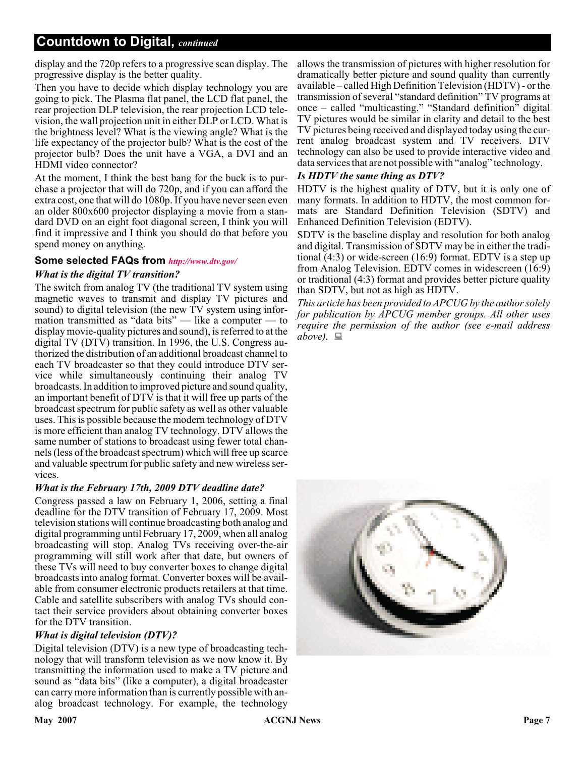## Countdown to Digital, *continued*

display and the 720p refers to a progressive scan display. The progressive display is the better quality.

Then you have to decide which display technology you are going to pick. The Plasma flat panel, the LCD flat panel, the rear projection DLP television, the rear projection LCD television, the wall projection unit in either DLP or LCD. What is the brightness level? What is the viewing angle? What is the life expectancy of the projector bulb? What is the cost of the projector bulb? Does the unit have a VGA, a DVI and an HDMI video connector?

At the moment, I think the best bang for the buck is to purchase a projector that will do 720p, and if you can afford the extra cost, one that will do 1080p. If you have never seen even an older 800x600 projector displaying a movie from a standard DVD on an eight foot diagonal screen, I think you will find it impressive and I think you should do that before you spend money on anything.

### Some selected FAQs from *http://www.dtv.gov/*

***What is the digital TV transition?***

The switch from analog TV (the traditional TV system using magnetic waves to transmit and display TV pictures and sound) to digital television (the new TV system using information transmitted as "data bits" — like a computer — to display movie-quality pictures and sound), is referred to at the digital TV (DTV) transition. In 1996, the U.S. Congress authorized the distribution of an additional broadcast channel to each TV broadcaster so that they could introduce DTV service while simultaneously continuing their analog TV broadcasts. In addition to improved picture and sound quality, an important benefit of DTV is that it will free up parts of the broadcast spectrum for public safety as well as other valuable uses. This is possible because the modern technology of DTV is more efficient than analog TV technology. DTV allows the same number of stations to broadcast using fewer total channels (less of the broadcast spectrum) which will free up scarce and valuable spectrum for public safety and new wireless services.

***What is the February 17th, 2009 DTV deadline date?***

Congress passed a law on February 1, 2006, setting a final deadline for the DTV transition of February 17, 2009. Most television stations will continue broadcasting both analog and digital programming until February 17, 2009, when all analog broadcasting will stop. Analog TVs receiving over-the-air programming will still work after that date, but owners of these TVs will need to buy converter boxes to change digital broadcasts into analog format. Converter boxes will be available from consumer electronic products retailers at that time. Cable and satellite subscribers with analog TVs should contact their service providers about obtaining converter boxes for the DTV transition.

***What is digital television (DTV)?***

Digital television (DTV) is a new type of broadcasting technology that will transform television as we now know it. By transmitting the information used to make a TV picture and sound as "data bits" (like a computer), a digital broadcaster can carry more information than is currently possible with analog broadcast technology. For example, the technology allows the transmission of pictures with higher resolution for dramatically better picture and sound quality than currently available – called High Definition Television (HDTV) - or the transmission of several "standard definition" TV programs at once – called "multicasting." "Standard definition" digital TV pictures would be similar in clarity and detail to the best TV pictures being received and displayed today using the current analog broadcast system and TV receivers. DTV technology can also be used to provide interactive video and data services that are not possible with "analog" technology.

***Is HDTV the same thing as DTV?***

HDTV is the highest quality of DTV, but it is only one of many formats. In addition to HDTV, the most common formats are Standard Definition Television (SDTV) and Enhanced Definition Television (EDTV).

SDTV is the baseline display and resolution for both analog and digital. Transmission of SDTV may be in either the traditional (4:3) or wide-screen (16:9) format. EDTV is a step up from Analog Television. EDTV comes in widescreen (16:9) or traditional (4:3) format and provides better picture quality than SDTV, but not as high as HDTV.

*This article has been provided to APCUG by the author solely for publication by APCUG member groups. All other uses require the permission of the author (see e-mail address above).*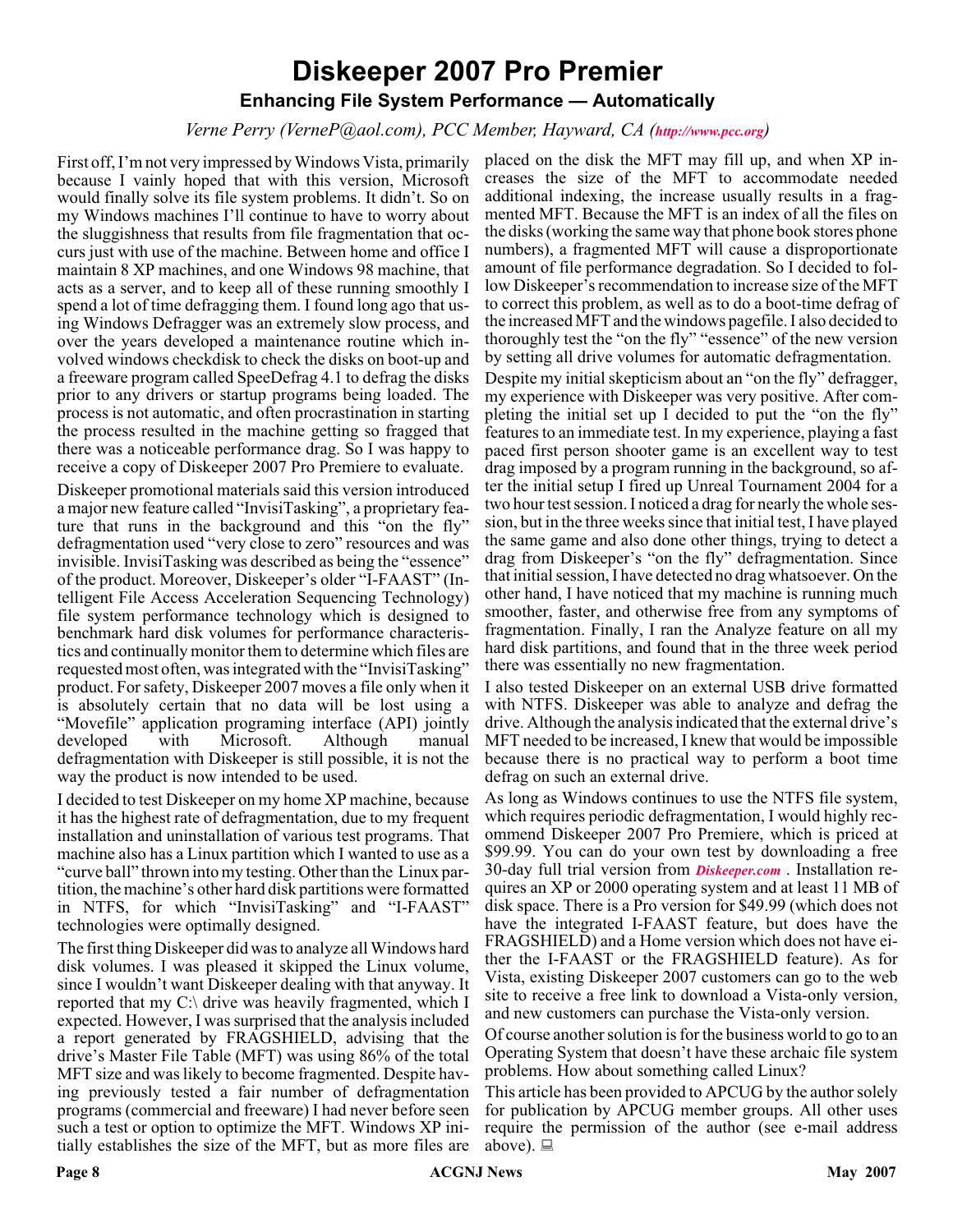# Diskeeper 2007 Pro Premier

## Enhancing File System Performance — Automatically

*Verne Perry (VerneP@aol.com), PCC Member, Hayward, CA (http://www.pcc.org)*

First off, I'm not very impressed by Windows Vista, primarily because I vainly hoped that with this version, Microsoft would finally solve its file system problems. It didn't. So on my Windows machines I'll continue to have to worry about the sluggishness that results from file fragmentation that occurs just with use of the machine. Between home and office I maintain 8 XP machines, and one Windows 98 machine, that acts as a server, and to keep all of these running smoothly I spend a lot of time defragging them. I found long ago that using Windows Defragger was an extremely slow process, and over the years developed a maintenance routine which involved windows checkdisk to check the disks on boot-up and a freeware program called SpeeDefrag 4.1 to defrag the disks prior to any drivers or startup programs being loaded. The process is not automatic, and often procrastination in starting the process resulted in the machine getting so fragged that there was a noticeable performance drag. So I was happy to receive a copy of Diskeeper 2007 Pro Premiere to evaluate.

Diskeeper promotional materials said this version introduced a major new feature called "InvisiTasking", a proprietary feature that runs in the background and this "on the fly" defragmentation used "very close to zero" resources and was invisible. InvisiTasking was described as being the "essence" of the product. Moreover, Diskeeper's older "I-FAAST" (Intelligent File Access Acceleration Sequencing Technology) file system performance technology which is designed to benchmark hard disk volumes for performance characteristics and continually monitor them to determine which files are requested most often, was integrated with the "InvisiTasking" product. For safety, Diskeeper 2007 moves a file only when it is absolutely certain that no data will be lost using a "Movefile" application programing interface (API) jointly developed with Microsoft. Although manual defragmentation with Diskeeper is still possible, it is not the way the product is now intended to be used.

I decided to test Diskeeper on my home XP machine, because it has the highest rate of defragmentation, due to my frequent installation and uninstallation of various test programs. That machine also has a Linux partition which I wanted to use as a "curve ball" thrown into my testing. Other than the Linux partition, the machine's other hard disk partitions were formatted in NTFS, for which "InvisiTasking" and "I-FAAST" technologies were optimally designed.

The first thing Diskeeper did was to analyze all Windows hard disk volumes. I was pleased it skipped the Linux volume, since I wouldn't want Diskeeper dealing with that anyway. It reported that my C:\ drive was heavily fragmented, which I expected. However, I was surprised that the analysis included a report generated by FRAGSHIELD, advising that the drive's Master File Table (MFT) was using 86% of the total MFT size and was likely to become fragmented. Despite having previously tested a fair number of defragmentation programs (commercial and freeware) I had never before seen such a test or option to optimize the MFT. Windows XP initially establishes the size of the MFT, but as more files are placed on the disk the MFT may fill up, and when XP increases the size of the MFT to accommodate needed additional indexing, the increase usually results in a fragmented MFT. Because the MFT is an index of all the files on the disks (working the same way that phone book stores phone numbers), a fragmented MFT will cause a disproportionate amount of file performance degradation. So I decided to follow Diskeeper's recommendation to increase size of the MFT to correct this problem, as well as to do a boot-time defrag of the increased MFT and the windows pagefile. I also decided to thoroughly test the "on the fly" "essence" of the new version by setting all drive volumes for automatic defragmentation.

Despite my initial skepticism about an "on the fly" defragger, my experience with Diskeeper was very positive. After completing the initial set up I decided to put the "on the fly" features to an immediate test. In my experience, playing a fast paced first person shooter game is an excellent way to test drag imposed by a program running in the background, so after the initial setup I fired up Unreal Tournament 2004 for a two hour test session. I noticed a drag for nearly the whole session, but in the three weeks since that initial test, I have played the same game and also done other things, trying to detect a drag from Diskeeper's "on the fly" defragmentation. Since that initial session, I have detected no drag whatsoever. On the other hand, I have noticed that my machine is running much smoother, faster, and otherwise free from any symptoms of fragmentation. Finally, I ran the Analyze feature on all my hard disk partitions, and found that in the three week period there was essentially no new fragmentation.

I also tested Diskeeper on an external USB drive formatted with NTFS. Diskeeper was able to analyze and defrag the drive. Although the analysis indicated that the external drive's MFT needed to be increased, I knew that would be impossible because there is no practical way to perform a boot time defrag on such an external drive.

As long as Windows continues to use the NTFS file system, which requires periodic defragmentation, I would highly recommend Diskeeper 2007 Pro Premiere, which is priced at $99.99. You can do your own test by downloading a free 30-day full trial version from *Diskeeper.com* . Installation requires an XP or 2000 operating system and at least 11 MB of disk space. There is a Pro version for $49.99 (which does not have the integrated I-FAAST feature, but does have the FRAGSHIELD) and a Home version which does not have either the I-FAAST or the FRAGSHIELD feature). As for Vista, existing Diskeeper 2007 customers can go to the web site to receive a free link to download a Vista-only version, and new customers can purchase the Vista-only version.

Of course another solution is for the business world to go to an Operating System that doesn't have these archaic file system problems. How about something called Linux?

This article has been provided to APCUG by the author solely for publication by APCUG member groups. All other uses require the permission of the author (see e-mail address above).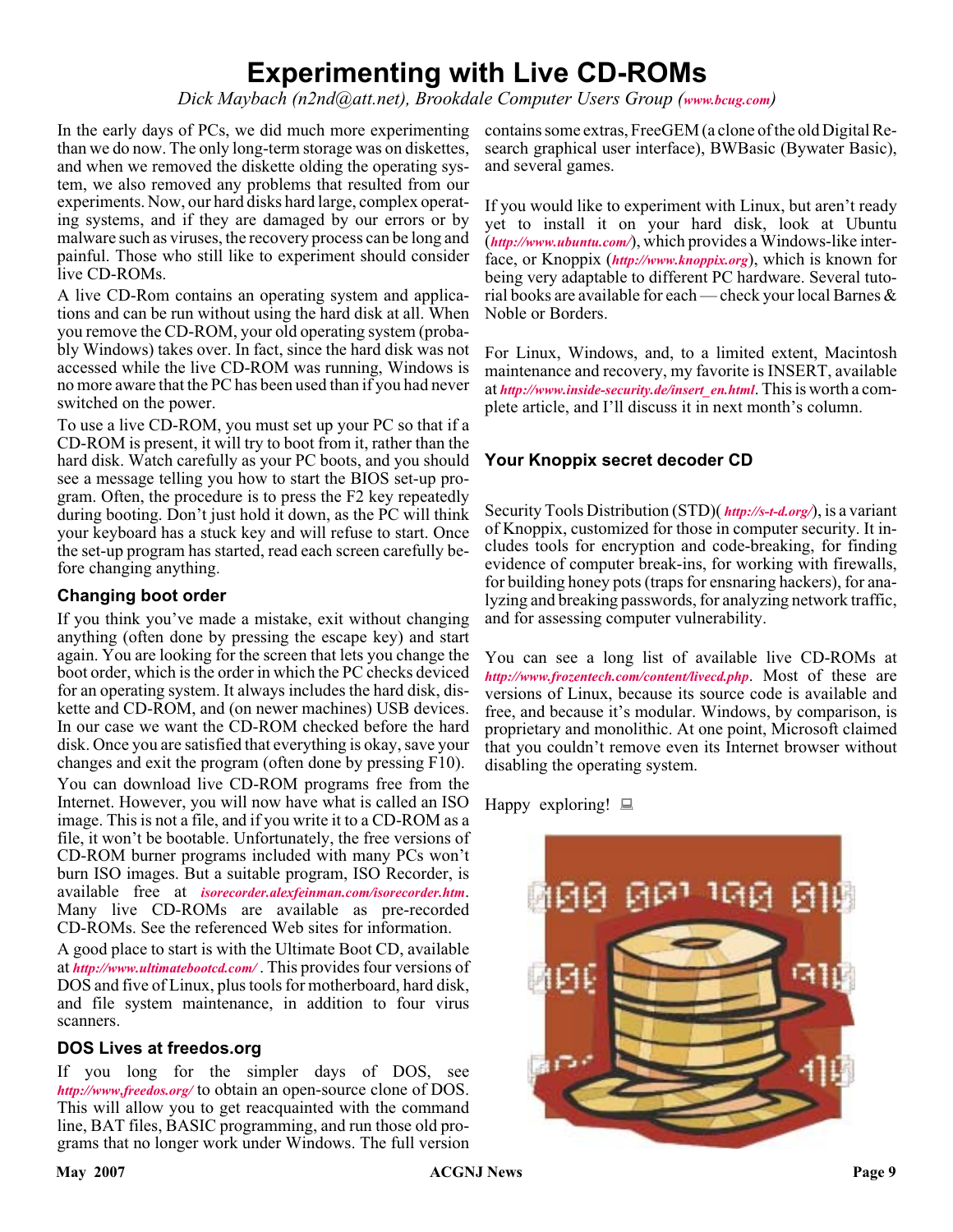# Experimenting with Live CD-ROMs

*Dick Maybach (n2nd@att.net), Brookdale Computer Users Group (www.bcug.com)*

In the early days of PCs, we did much more experimenting than we do now. The only long-term storage was on diskettes, and when we removed the diskette olding the operating system, we also removed any problems that resulted from our experiments. Now, our hard disks hard large, complex operating systems, and if they are damaged by our errors or by malware such as viruses, the recovery process can be long and painful. Those who still like to experiment should consider live CD-ROMs.

A live CD-Rom contains an operating system and applications and can be run without using the hard disk at all. When you remove the CD-ROM, your old operating system (probably Windows) takes over. In fact, since the hard disk was not accessed while the live CD-ROM was running, Windows is no more aware that the PC has been used than if you had never switched on the power.

To use a live CD-ROM, you must set up your PC so that if a CD-ROM is present, it will try to boot from it, rather than the hard disk. Watch carefully as your PC boots, and you should see a message telling you how to start the BIOS set-up program. Often, the procedure is to press the F2 key repeatedly during booting. Don't just hold it down, as the PC will think your keyboard has a stuck key and will refuse to start. Once the set-up program has started, read each screen carefully before changing anything.

### Changing boot order

If you think you've made a mistake, exit without changing anything (often done by pressing the escape key) and start again. You are looking for the screen that lets you change the boot order, which is the order in which the PC checks devices for an operating system. It always includes the hard disk, diskette and CD-ROM, and (on newer machines) USB devices. In our case we want the CD-ROM checked before the hard disk. Once you are satisfied that everything is okay, save your changes and exit the program (often done by pressing F10).

You can download live CD-ROM programs free from the Internet. However, you will now have what is called an ISO image. This is not a file, and if you write it to a CD-ROM as a file, it won't be bootable. Unfortunately, the free versions of CD-ROM burner programs included with many PCs won't burn ISO images. But a suitable program, ISO Recorder, is available free at *isorecorder.alexfeinman.com/isorecorder.htm*. Many live CD-ROMs are available as pre-recorded CD-ROMs. See the referenced Web sites for information.

A good place to start is with the Ultimate Boot CD, available at *http://www.ultimatebootcd.com/* . This provides four versions of DOS and five of Linux, plus tools for motherboard, hard disk, and file system maintenance, in addition to four virus scanners.

### DOS Lives at freedos.org

If you long for the simpler days of DOS, see *http://www.freedos.org/* to obtain an open-source clone of DOS. This will allow you to get reacquainted with the command line, BAT files, BASIC programming, and run those old programs that no longer work under Windows. The full version contains some extras, FreeGEM (a clone of the old Digital Research graphical user interface), BWBasic (Bywater Basic), and several games.

If you would like to experiment with Linux, but aren't ready yet to install it on your hard disk, look at Ubuntu (*http://www.ubuntu.com/*), which provides a Windows-like interface, or Knoppix (*http://www.knoppix.org*), which is known for being very adaptable to different PC hardware. Several tutorial books are available for each — check your local Barnes & Noble or Borders.

For Linux, Windows, and, to a limited extent, Macintosh maintenance and recovery, my favorite is INSERT, available at *http://www.inside-security.de/insert_en.html*. This is worth a complete article, and I'll discuss it in next month's column.

### Your Knoppix secret decoder CD

Security Tools Distribution (STD)( *http://s-t-d.org/*), is a variant of Knoppix, customized for those in computer security. It includes tools for encryption and code-breaking, for finding evidence of computer break-ins, for working with firewalls, for building honey pots (traps for ensnaring hackers), for analyzing and breaking passwords, for analyzing network traffic, and for assessing computer vulnerability.

You can see a long list of available live CD-ROMs at *http://www.frozentech.com/content/livecd.php*. Most of these are versions of Linux, because its source code is available and free, and because it's modular. Windows, by comparison, is proprietary and monolithic. At one point, Microsoft claimed that you couldn't remove even its Internet browser without disabling the operating system.

Happy exploring!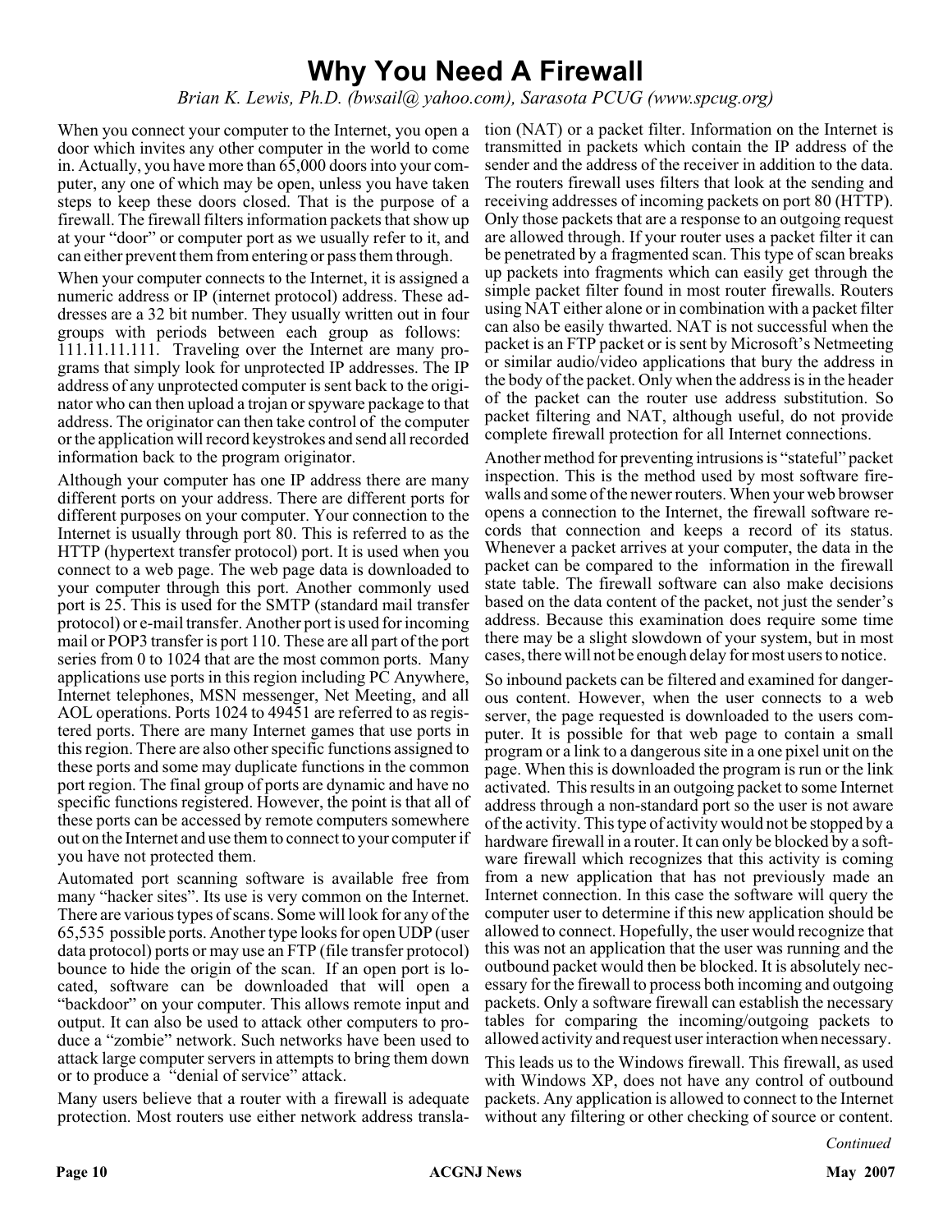# Why You Need A Firewall

*Brian K. Lewis, Ph.D. (bwsail@ yahoo.com), Sarasota PCUG (www.spcug.org)*

When you connect your computer to the Internet, you open a door which invites any other computer in the world to come in. Actually, you have more than 65,000 doors into your computer, any one of which may be open, unless you have taken steps to keep these doors closed. That is the purpose of a firewall. The firewall filters information packets that show up at your "door" or computer port as we usually refer to it, and can either prevent them from entering or pass them through.

When your computer connects to the Internet, it is assigned a numeric address or IP (internet protocol) address. These addresses are a 32 bit number. They usually written out in four groups with periods between each group as follows: 111.11.11.111. Traveling over the Internet are many programs that simply look for unprotected IP addresses. The IP address of any unprotected computer is sent back to the originator who can then upload a trojan or spyware package to that address. The originator can then take control of the computer or the application will record keystrokes and send all recorded information back to the program originator.

Although your computer has one IP address there are many different ports on your address. There are different ports for different purposes on your computer. Your connection to the Internet is usually through port 80. This is referred to as the HTTP (hypertext transfer protocol) port. It is used when you connect to a web page. The web page data is downloaded to your computer through this port. Another commonly used port is 25. This is used for the SMTP (standard mail transfer protocol) or e-mail transfer. Another port is used for incoming mail or POP3 transfer is port 110. These are all part of the port series from 0 to 1024 that are the most common ports. Many applications use ports in this region including PC Anywhere, Internet telephones, MSN messenger, Net Meeting, and all AOL operations. Ports 1024 to 49451 are referred to as registered ports. There are many Internet games that use ports in this region. There are also other specific functions assigned to these ports and some may duplicate functions in the common port region. The final group of ports are dynamic and have no specific functions registered. However, the point is that all of these ports can be accessed by remote computers somewhere out on the Internet and use them to connect to your computer if you have not protected them.

Automated port scanning software is available free from many "hacker sites". Its use is very common on the Internet. There are various types of scans. Some will look for any of the 65,535 possible ports. Another type looks for open UDP (user data protocol) ports or may use an FTP (file transfer protocol) bounce to hide the origin of the scan. If an open port is located, software can be downloaded that will open a "backdoor" on your computer. This allows remote input and output. It can also be used to attack other computers to produce a "zombie" network. Such networks have been used to attack large computer servers in attempts to bring them down or to produce a "denial of service" attack.

Many users believe that a router with a firewall is adequate protection. Most routers use either network address translation (NAT) or a packet filter. Information on the Internet is transmitted in packets which contain the IP address of the sender and the address of the receiver in addition to the data. The routers firewall uses filters that look at the sending and receiving addresses of incoming packets on port 80 (HTTP). Only those packets that are a response to an outgoing request are allowed through. If your router uses a packet filter it can be penetrated by a fragmented scan. This type of scan breaks up packets into fragments which can easily get through the simple packet filter found in most router firewalls. Routers using NAT either alone or in combination with a packet filter can also be easily thwarted. NAT is not successful when the packet is an FTP packet or is sent by Microsoft's Netmeeting or similar audio/video applications that bury the address in the body of the packet. Only when the address is in the header of the packet can the router use address substitution. So packet filtering and NAT, although useful, do not provide complete firewall protection for all Internet connections.

Another method for preventing intrusions is "stateful" packet inspection. This is the method used by most software firewalls and some of the newer routers. When your web browser opens a connection to the Internet, the firewall software records that connection and keeps a record of its status. Whenever a packet arrives at your computer, the data in the packet can be compared to the information in the firewall state table. The firewall software can also make decisions based on the data content of the packet, not just the sender's address. Because this examination does require some time there may be a slight slowdown of your system, but in most cases, there will not be enough delay for most users to notice.

So inbound packets can be filtered and examined for dangerous content. However, when the user connects to a web server, the page requested is downloaded to the users computer. It is possible for that web page to contain a small program or a link to a dangerous site in a one pixel unit on the page. When this is downloaded the program is run or the link activated. This results in an outgoing packet to some Internet address through a non-standard port so the user is not aware of the activity. This type of activity would not be stopped by a hardware firewall in a router. It can only be blocked by a software firewall which recognizes that this activity is coming from a new application that has not previously made an Internet connection. In this case the software will query the computer user to determine if this new application should be allowed to connect. Hopefully, the user would recognize that this was not an application that the user was running and the outbound packet would then be blocked. It is absolutely necessary for the firewall to process both incoming and outgoing packets. Only a software firewall can establish the necessary tables for comparing the incoming/outgoing packets to allowed activity and request user interaction when necessary.

This leads us to the Windows firewall. This firewall, as used with Windows XP, does not have any control of outbound packets. Any application is allowed to connect to the Internet without any filtering or other checking of source or content.

*Continued*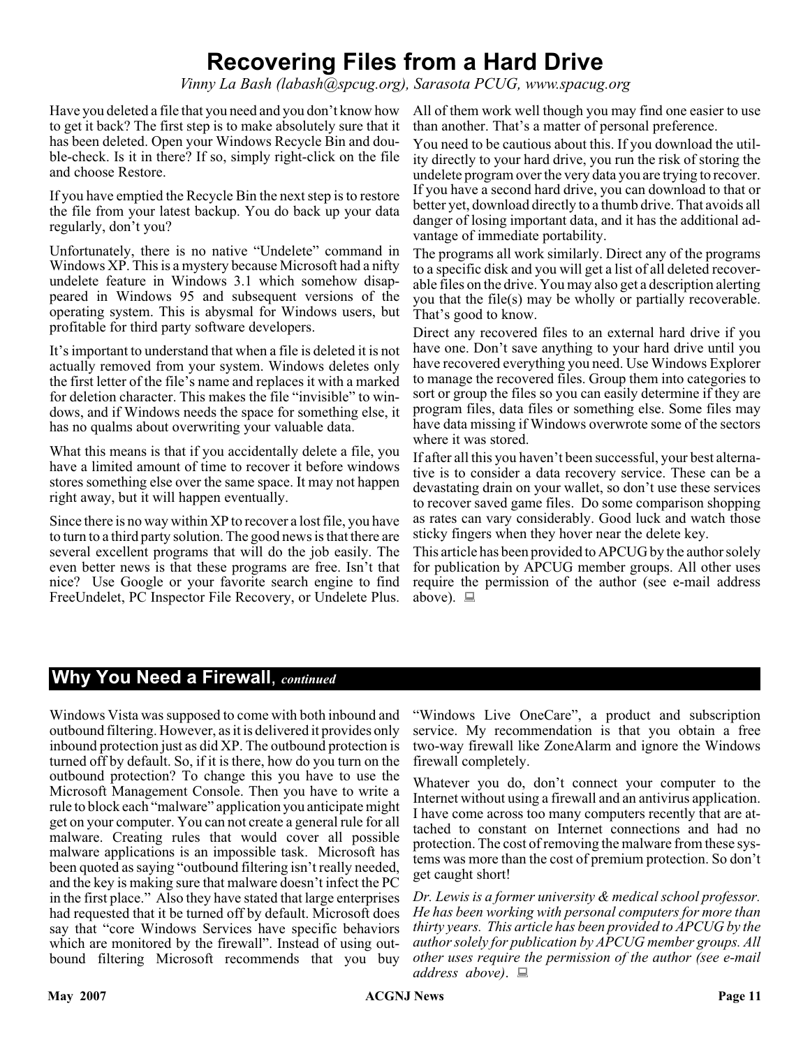# Recovering Files from a Hard Drive

*Vinny La Bash (labash@spcug.org), Sarasota PCUG, www.spacug.org*

Have you deleted a file that you need and you don't know how to get it back? The first step is to make absolutely sure that it has been deleted. Open your Windows Recycle Bin and double-check. Is it in there? If so, simply right-click on the file and choose Restore.

If you have emptied the Recycle Bin the next step is to restore the file from your latest backup. You do back up your data regularly, don't you?

Unfortunately, there is no native "Undelete" command in Windows XP. This is a mystery because Microsoft had a nifty undelete feature in Windows 3.1 which somehow disappeared in Windows 95 and subsequent versions of the operating system. This is abysmal for Windows users, but profitable for third party software developers.

It's important to understand that when a file is deleted it is not actually removed from your system. Windows deletes only the first letter of the file's name and replaces it with a marked for deletion character. This makes the file "invisible" to windows, and if Windows needs the space for something else, it has no qualms about overwriting your valuable data.

What this means is that if you accidentally delete a file, you have a limited amount of time to recover it before windows stores something else over the same space. It may not happen right away, but it will happen eventually.

Since there is no way within XP to recover a lost file, you have to turn to a third party solution. The good news is that there are several excellent programs that will do the job easily. The even better news is that these programs are free. Isn't that nice? Use Google or your favorite search engine to find FreeUndelet, PC Inspector File Recovery, or Undelete Plus. All of them work well though you may find one easier to use than another. That's a matter of personal preference.

You need to be cautious about this. If you download the utility directly to your hard drive, you run the risk of storing the undelete program over the very data you are trying to recover. If you have a second hard drive, you can download to that or better yet, download directly to a thumb drive. That avoids all danger of losing important data, and it has the additional advantage of immediate portability.

The programs all work similarly. Direct any of the programs to a specific disk and you will get a list of all deleted recoverable files on the drive. You may also get a description alerting you that the file(s) may be wholly or partially recoverable. That's good to know.

Direct any recovered files to an external hard drive if you have one. Don't save anything to your hard drive until you have recovered everything you need. Use Windows Explorer to manage the recovered files. Group them into categories to sort or group the files so you can easily determine if they are program files, data files or something else. Some files may have data missing if Windows overwrote some of the sectors where it was stored.

If after all this you haven't been successful, your best alternative is to consider a data recovery service. These can be a devastating drain on your wallet, so don't use these services to recover saved game files. Do some comparison shopping as rates can vary considerably. Good luck and watch those sticky fingers when they hover near the delete key.

This article has been provided to APCUG by the author solely for publication by APCUG member groups. All other uses require the permission of the author (see e-mail address above).

## Why You Need a Firewall, *continued*

Windows Vista was supposed to come with both inbound and outbound filtering. However, as it is delivered it provides only inbound protection just as did XP. The outbound protection is turned off by default. So, if it is there, how do you turn on the outbound protection? To change this you have to use the Microsoft Management Console. Then you have to write a rule to block each "malware" application you anticipate might get on your computer. You can not create a general rule for all malware. Creating rules that would cover all possible malware applications is an impossible task. Microsoft has been quoted as saying "outbound filtering isn't really needed, and the key is making sure that malware doesn't infect the PC in the first place." Also they have stated that large enterprises had requested that it be turned off by default. Microsoft does say that "core Windows Services have specific behaviors which are monitored by the firewall". Instead of using outbound filtering Microsoft recommends that you buy "Windows Live OneCare", a product and subscription service. My recommendation is that you obtain a free two-way firewall like ZoneAlarm and ignore the Windows firewall completely.

Whatever you do, don't connect your computer to the Internet without using a firewall and an antivirus application. I have come across too many computers recently that are attached to constant on Internet connections and had no protection. The cost of removing the malware from these systems was more than the cost of premium protection. So don't get caught short!

*Dr. Lewis is a former university & medical school professor. He has been working with personal computers for more than thirty years. This article has been provided to APCUG by the author solely for publication by APCUG member groups. All other uses require the permission of the author (see e-mail address above).*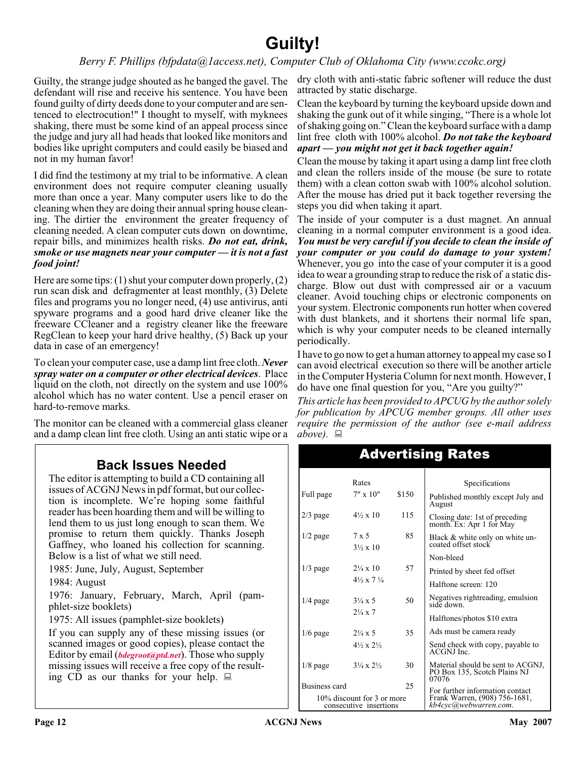# Guilty!

*Berry F. Phillips (bfpdata@1access.net), Computer Club of Oklahoma City (www.ccokc.org)*

Guilty, the strange judge shouted as he banged the gavel. The defendant will rise and receive his sentence. You have been found guilty of dirty deeds done to your computer and are sentenced to electrocution!" I thought to myself, with myknees shaking, there must be some kind of an appeal process since the judge and jury all had heads that looked like monitors and bodies like upright computers and could easily be biased and not in my human favor!

I did find the testimony at my trial to be informative. A clean environment does not require computer cleaning usually more than once a year. Many computer users like to do the cleaning when they are doing their annual spring house cleaning. The dirtier the environment the greater frequency of cleaning needed. A clean computer cuts down on downtime, repair bills, and minimizes health risks. ***Do not eat, drink, smoke or use magnets near your computer — it is not a fast food joint!***

Here are some tips: (1) shut your computer down properly, (2) run scan disk and defragmenter at least monthly, (3) Delete files and programs you no longer need, (4) use antivirus, anti spyware programs and a good hard drive cleaner like the freeware CCleaner and a registry cleaner like the freeware RegClean to keep your hard drive healthy, (5) Back up your data in case of an emergency!

To clean your computer case, use a damp lint free cloth. ***Never spray water on a computer or other electrical devices***. Place liquid on the cloth, not directly on the system and use 100% alcohol which has no water content. Use a pencil eraser on hard-to-remove marks.

The monitor can be cleaned with a commercial glass cleaner and a damp clean lint free cloth. Using an anti static wipe or a dry cloth with anti-static fabric softener will reduce the dust attracted by static discharge.

Clean the keyboard by turning the keyboard upside down and shaking the gunk out of it while singing, "There is a whole lot of shaking going on." Clean the keyboard surface with a damp lint free cloth with 100% alcohol. ***Do not take the keyboard apart — you might not get it back together again!***

Clean the mouse by taking it apart using a damp lint free cloth and clean the rollers inside of the mouse (be sure to rotate them) with a clean cotton swab with 100% alcohol solution. After the mouse has dried put it back together reversing the steps you did when taking it apart.

The inside of your computer is a dust magnet. An annual cleaning in a normal computer environment is a good idea. ***You must be very careful if you decide to clean the inside of your computer or you could do damage to your system!*** Whenever, you go into the case of your computer it is a good idea to wear a grounding strap to reduce the risk of a static discharge. Blow out dust with compressed air or a vacuum cleaner. Avoid touching chips or electronic components on your system. Electronic components run hotter when covered with dust blankets, and it shortens their normal life span, which is why your computer needs to be cleaned internally periodically.

I have to go now to get a human attorney to appeal my case so I can avoid electrical execution so there will be another article in the Computer Hysteria Column for next month. However, I do have one final question for you, "Are you guilty?"

*This article has been provided to APCUG by the author solely for publication by APCUG member groups. All other uses require the permission of the author (see e-mail address above).*

## Back Issues Needed

The editor is attempting to build a CD containing all issues of ACGNJ News in pdf format, but our collection is incomplete. We're hoping some faithful reader has been hoarding them and will be willing to lend them to us just long enough to scan them. We promise to return them quickly. Thanks Joseph Gaffney, who loaned his collection for scanning. Below is a list of what we still need.

1985: June, July, August, September

1984: August

1976: January, February, March, April (pamphlet-size booklets)

1975: All issues (pamphlet-size booklets)

If you can supply any of these missing issues (or scanned images or good copies), please contact the Editor by email (***bdegroot@ptd.net***). Those who supply missing issues will receive a free copy of the resulting CD as our thanks for your help.

## Advertising Rates

| | Rates | |
|---|---|---|
| Full page | 7" x 10" | $150 |
| 2/3 page | 4½ x 10 | 115 |
| 1/2 page | 7 x 5<br>3½ x 10 | 85 |
| 1/3 page | 2¼ x 10<br>4½ x 7 ¼ | 57 |
| 1/4 page | 3¼ x 5<br>2¼ x 7 | 50 |
| 1/6 page | 2¼ x 5<br>4½ x 2½ | 35 |
| 1/8 page | 3¼ x 2½ | 30 |
| Business card | | 25 |

10% discount for 3 or more consecutive insertions

**Specifications**

- Published monthly except July and August
- Closing date: 1st of preceding month. Ex: Apr 1 for May
- Black & white only on white uncoated offset stock
- Non-bleed
- Printed by sheet fed offset
- Halftone screen: 120
- Negatives rightreading, emulsion side down.
- Halftones/photos $10 extra
- Ads must be camera ready
- Send check with copy, payable to ACGNJ Inc.
- Material should be sent to ACGNJ, PO Box 135, Scotch Plains NJ 07076
- For further information contact Frank Warren, (908) 756-1681, *kb4cyc@webwarren.com*.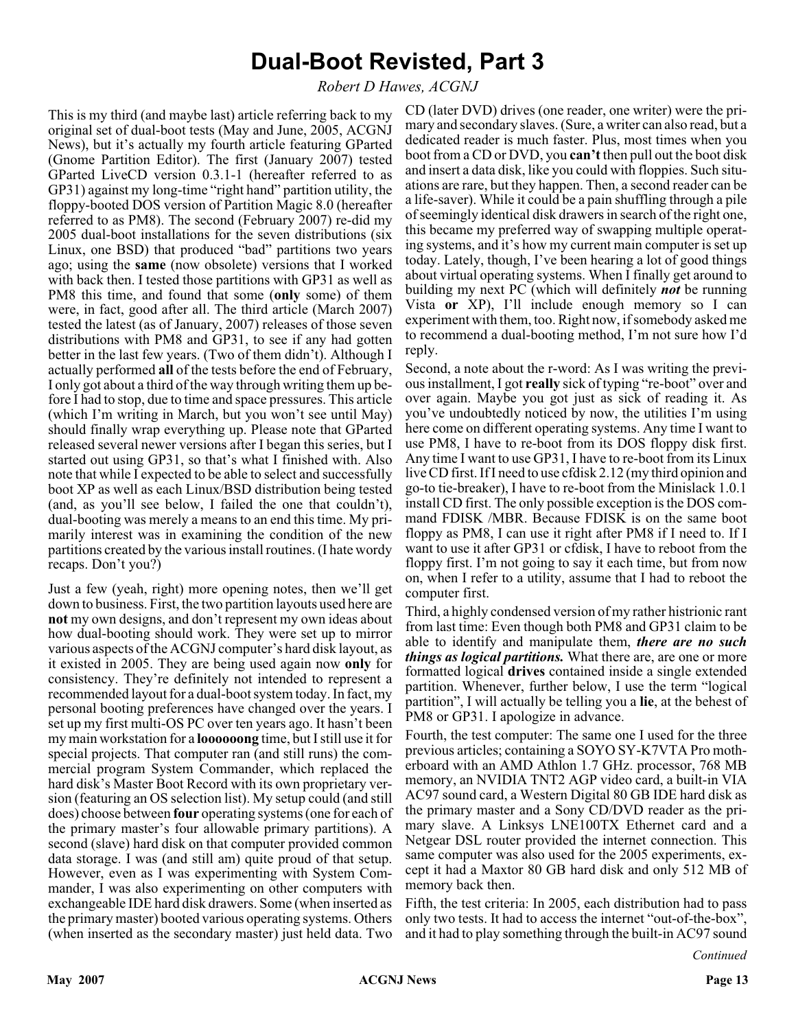# Dual-Boot Revisted, Part 3

*Robert D Hawes, ACGNJ*

This is my third (and maybe last) article referring back to my original set of dual-boot tests (May and June, 2005, ACGNJ News), but it's actually my fourth article featuring GParted (Gnome Partition Editor). The first (January 2007) tested GParted LiveCD version 0.3.1-1 (hereafter referred to as GP31) against my long-time "right hand" partition utility, the floppy-booted DOS version of Partition Magic 8.0 (hereafter referred to as PM8). The second (February 2007) re-did my 2005 dual-boot installations for the seven distributions (six Linux, one BSD) that produced "bad" partitions two years ago; using the **same** (now obsolete) versions that I worked with back then. I tested those partitions with GP31 as well as PM8 this time, and found that some (**only** some) of them were, in fact, good after all. The third article (March 2007) tested the latest (as of January, 2007) releases of those seven distributions with PM8 and GP31, to see if any had gotten better in the last few years. (Two of them didn't). Although I actually performed **all** of the tests before the end of February, I only got about a third of the way through writing them up before I had to stop, due to time and space pressures. This article (which I'm writing in March, but you won't see until May) should finally wrap everything up. Please note that GParted released several newer versions after I began this series, but I started out using GP31, so that's what I finished with. Also note that while I expected to be able to select and successfully boot XP as well as each Linux/BSD distribution being tested (and, as you'll see below, I failed the one that couldn't), dual-booting was merely a means to an end this time. My primarily interest was in examining the condition of the new partitions created by the various install routines. (I hate wordy recaps. Don't you?)

Just a few (yeah, right) more opening notes, then we'll get down to business. First, the two partition layouts used here are **not** my own designs, and don't represent my own ideas about how dual-booting should work. They were set up to mirror various aspects of the ACGNJ computer's hard disk layout, as it existed in 2005. They are being used again now **only** for consistency. They're definitely not intended to represent a recommended layout for a dual-boot system today. In fact, my personal booting preferences have changed over the years. I set up my first multi-OS PC over ten years ago. It hasn't been my main workstation for a **loooooong** time, but I still use it for special projects. That computer ran (and still runs) the commercial program System Commander, which replaced the hard disk's Master Boot Record with its own proprietary version (featuring an OS selection list). My setup could (and still does) choose between **four** operating systems (one for each of the primary master's four allowable primary partitions). A second (slave) hard disk on that computer provided common data storage. I was (and still am) quite proud of that setup. However, even as I was experimenting with System Commander, I was also experimenting on other computers with exchangeable IDE hard disk drawers. Some (when inserted as the primary master) booted various operating systems. Others (when inserted as the secondary master) just held data. Two CD (later DVD) drives (one reader, one writer) were the primary and secondary slaves. (Sure, a writer can also read, but a dedicated reader is much faster. Plus, most times when you boot from a CD or DVD, you **can't** then pull out the boot disk and insert a data disk, like you could with floppies. Such situations are rare, but they happen. Then, a second reader can be a life-saver). While it could be a pain shuffling through a pile of seemingly identical disk drawers in search of the right one, this became my preferred way of swapping multiple operating systems, and it's how my current main computer is set up today. Lately, though, I've been hearing a lot of good things about virtual operating systems. When I finally get around to building my next PC (which will definitely ***not*** be running Vista **or** XP), I'll include enough memory so I can experiment with them, too. Right now, if somebody asked me to recommend a dual-booting method, I'm not sure how I'd reply.

Second, a note about the r-word: As I was writing the previous installment, I got **really** sick of typing "re-boot" over and over again. Maybe you got just as sick of reading it. As you've undoubtedly noticed by now, the utilities I'm using here come on different operating systems. Any time I want to use PM8, I have to re-boot from its DOS floppy disk first. Any time I want to use GP31, I have to re-boot from its Linux live CD first. If I need to use cfdisk 2.12 (my third opinion and go-to tie-breaker), I have to re-boot from the Minislack 1.0.1 install CD first. The only possible exception is the DOS command FDISK /MBR. Because FDISK is on the same boot floppy as PM8, I can use it right after PM8 if I need to. If I want to use it after GP31 or cfdisk, I have to reboot from the floppy first. I'm not going to say it each time, but from now on, when I refer to a utility, assume that I had to reboot the computer first.

Third, a highly condensed version of my rather histrionic rant from last time: Even though both PM8 and GP31 claim to be able to identify and manipulate them, ***there are no such things as logical partitions.*** What there are, are one or more formatted logical **drives** contained inside a single extended partition. Whenever, further below, I use the term "logical partition", I will actually be telling you a **lie**, at the behest of PM8 or GP31. I apologize in advance.

Fourth, the test computer: The same one I used for the three previous articles; containing a SOYO SY-K7VTA Pro motherboard with an AMD Athlon 1.7 GHz. processor, 768 MB memory, an NVIDIA TNT2 AGP video card, a built-in VIA AC97 sound card, a Western Digital 80 GB IDE hard disk as the primary master and a Sony CD/DVD reader as the primary slave. A Linksys LNE100TX Ethernet card and a Netgear DSL router provided the internet connection. This same computer was also used for the 2005 experiments, except it had a Maxtor 80 GB hard disk and only 512 MB of memory back then.

Fifth, the test criteria: In 2005, each distribution had to pass only two tests. It had to access the internet "out-of-the-box", and it had to play something through the built-in AC97 sound

*Continued*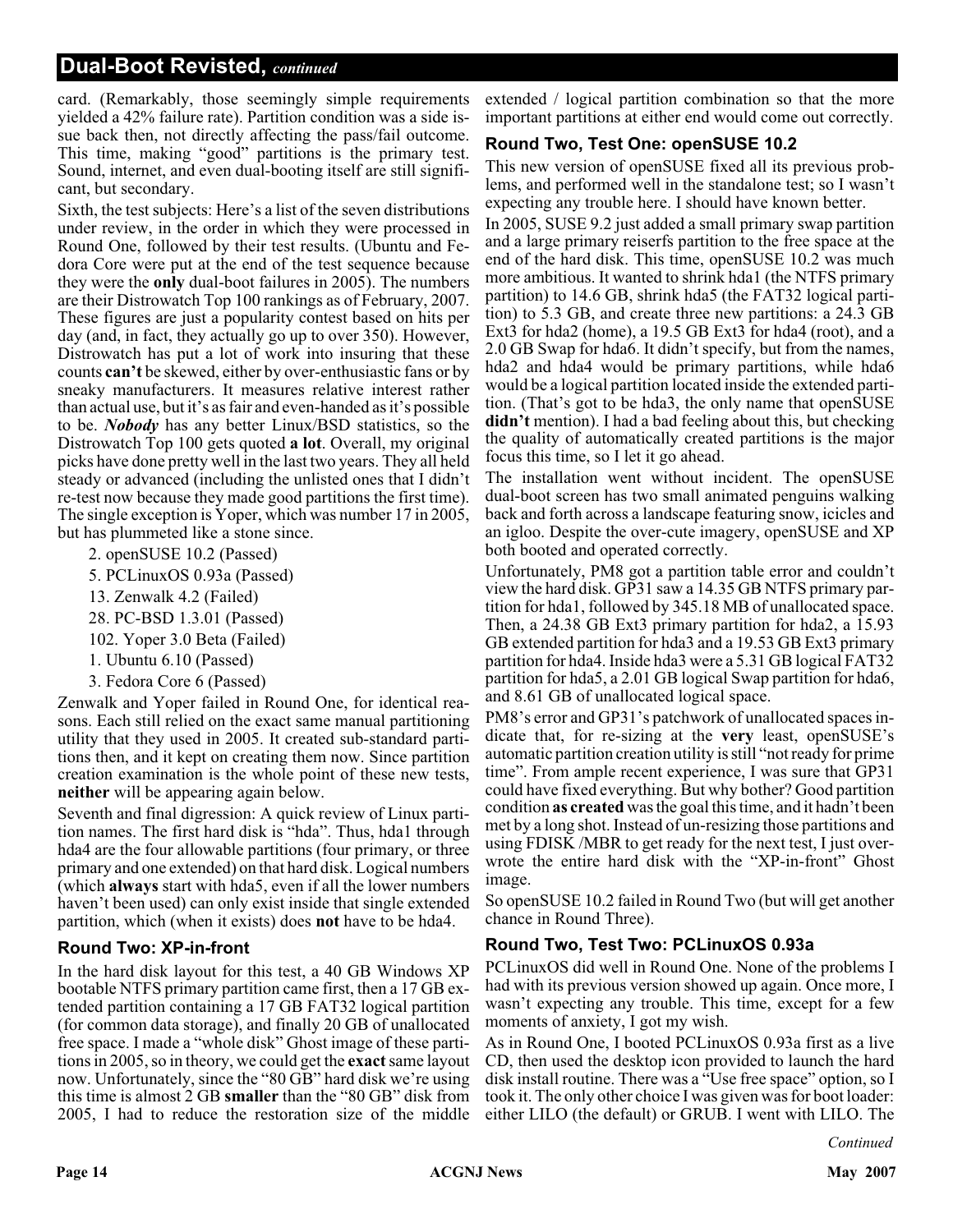card. (Remarkably, those seemingly simple requirements yielded a 42% failure rate). Partition condition was a side issue back then, not directly affecting the pass/fail outcome. This time, making "good" partitions is the primary test. Sound, internet, and even dual-booting itself are still significant, but secondary.

Sixth, the test subjects: Here's a list of the seven distributions under review, in the order in which they were processed in Round One, followed by their test results. (Ubuntu and Fedora Core were put at the end of the test sequence because they were the **only** dual-boot failures in 2005). The numbers are their Distrowatch Top 100 rankings as of February, 2007. These figures are just a popularity contest based on hits per day (and, in fact, they actually go up to over 350). However, Distrowatch has put a lot of work into insuring that these counts **can't** be skewed, either by over-enthusiastic fans or by sneaky manufacturers. It measures relative interest rather than actual use, but it's as fair and even-handed as it's possible to be. ***Nobody*** has any better Linux/BSD statistics, so the Distrowatch Top 100 gets quoted **a lot**. Overall, my original picks have done pretty well in the last two years. They all held steady or advanced (including the unlisted ones that I didn't re-test now because they made good partitions the first time). The single exception is Yoper, which was number 17 in 2005, but has plummeted like a stone since.

- 2. openSUSE 10.2 (Passed)
- 5. PCLinuxOS 0.93a (Passed)
- 13. Zenwalk 4.2 (Failed)
- 28. PC-BSD 1.3.01 (Passed)
- 102. Yoper 3.0 Beta (Failed)
- 1. Ubuntu 6.10 (Passed)
- 3. Fedora Core 6 (Passed)

Zenwalk and Yoper failed in Round One, for identical reasons. Each still relied on the exact same manual partitioning utility that they used in 2005. It created sub-standard partitions then, and it kept on creating them now. Since partition creation examination is the whole point of these new tests, **neither** will be appearing again below.

Seventh and final digression: A quick review of Linux partition names. The first hard disk is "hda". Thus, hda1 through hda4 are the four allowable partitions (four primary, or three primary and one extended) on that hard disk. Logical numbers (which **always** start with hda5, even if all the lower numbers haven't been used) can only exist inside that single extended partition, which (when it exists) does **not** have to be hda4.

### Round Two: XP-in-front

In the hard disk layout for this test, a 40 GB Windows XP bootable NTFS primary partition came first, then a 17 GB extended partition containing a 17 GB FAT32 logical partition (for common data storage), and finally 20 GB of unallocated free space. I made a "whole disk" Ghost image of these partitions in 2005, so in theory, we could get the **exact** same layout now. Unfortunately, since the "80 GB" hard disk we're using this time is almost 2 GB **smaller** than the "80 GB" disk from 2005, I had to reduce the restoration size of the middle extended / logical partition combination so that the more important partitions at either end would come out correctly.

### Round Two, Test One: openSUSE 10.2

This new version of openSUSE fixed all its previous problems, and performed well in the standalone test; so I wasn't expecting any trouble here. I should have known better.

In 2005, SUSE 9.2 just added a small primary swap partition and a large primary reiserfs partition to the free space at the end of the hard disk. This time, openSUSE 10.2 was much more ambitious. It wanted to shrink hda1 (the NTFS primary partition) to 14.6 GB, shrink hda5 (the FAT32 logical partition) to 5.3 GB, and create three new partitions: a 24.3 GB Ext3 for hda2 (home), a 19.5 GB Ext3 for hda4 (root), and a 2.0 GB Swap for hda6. It didn't specify, but from the names, hda2 and hda4 would be primary partitions, while hda6 would be a logical partition located inside the extended partition. (That's got to be hda3, the only name that openSUSE **didn't** mention). I had a bad feeling about this, but checking the quality of automatically created partitions is the major focus this time, so I let it go ahead.

The installation went without incident. The openSUSE dual-boot screen has two small animated penguins walking back and forth across a landscape featuring snow, icicles and an igloo. Despite the over-cute imagery, openSUSE and XP both booted and operated correctly.

Unfortunately, PM8 got a partition table error and couldn't view the hard disk. GP31 saw a 14.35 GB NTFS primary partition for hda1, followed by 345.18 MB of unallocated space. Then, a 24.38 GB Ext3 primary partition for hda2, a 15.93 GB extended partition for hda3 and a 19.53 GB Ext3 primary partition for hda4. Inside hda3 were a 5.31 GB logical FAT32 partition for hda5, a 2.01 GB logical Swap partition for hda6, and 8.61 GB of unallocated logical space.

PM8's error and GP31's patchwork of unallocated spaces indicate that, for re-sizing at the **very** least, openSUSE's automatic partition creation utility is still "not ready for prime time". From ample recent experience, I was sure that GP31 could have fixed everything. But why bother? Good partition condition **as created** was the goal this time, and it hadn't been met by a long shot. Instead of un-resizing those partitions and using FDISK /MBR to get ready for the next test, I just overwrote the entire hard disk with the "XP-in-front" Ghost image.

So openSUSE 10.2 failed in Round Two (but will get another chance in Round Three).

### Round Two, Test Two: PCLinuxOS 0.93a

PCLinuxOS did well in Round One. None of the problems I had with its previous version showed up again. Once more, I wasn't expecting any trouble. This time, except for a few moments of anxiety, I got my wish.

As in Round One, I booted PCLinuxOS 0.93a first as a live CD, then used the desktop icon provided to launch the hard disk install routine. There was a "Use free space" option, so I took it. The only other choice I was given was for boot loader: either LILO (the default) or GRUB. I went with LILO. The

*Continued*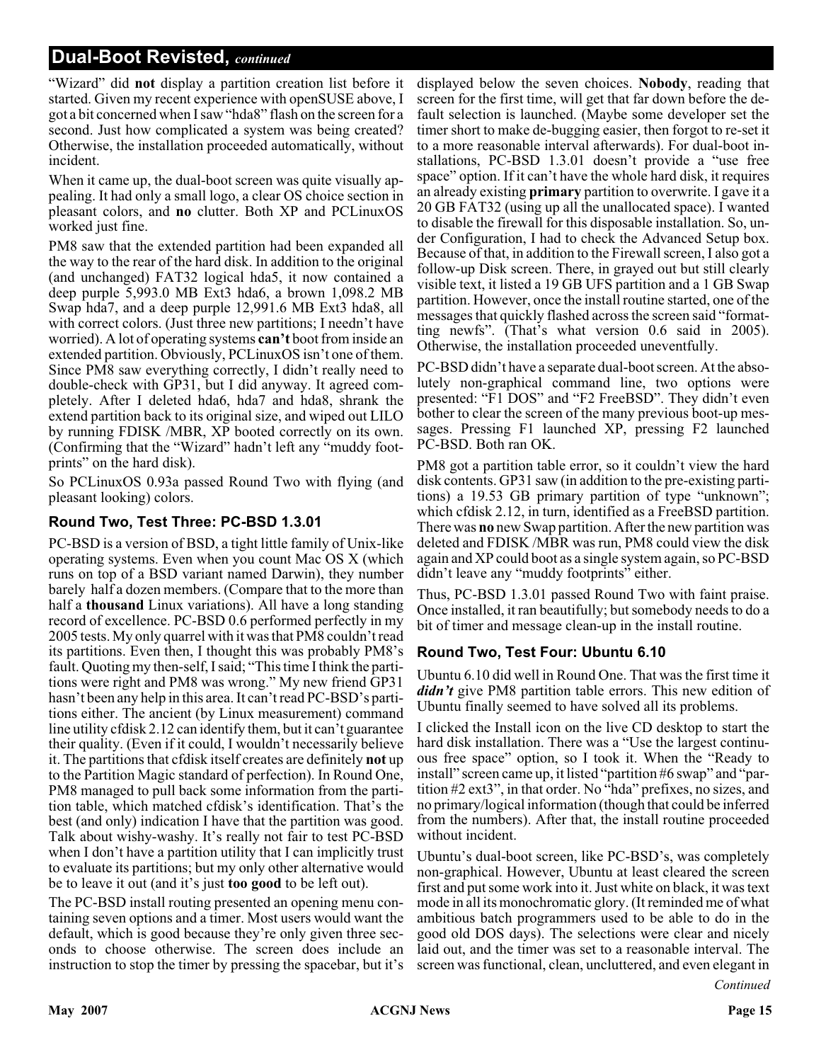## Dual-Boot Revisted, *continued*

"Wizard" did **not** display a partition creation list before it started. Given my recent experience with openSUSE above, I got a bit concerned when I saw "hda8" flash on the screen for a second. Just how complicated a system was being created? Otherwise, the installation proceeded automatically, without incident.

When it came up, the dual-boot screen was quite visually appealing. It had only a small logo, a clear OS choice section in pleasant colors, and **no** clutter. Both XP and PCLinuxOS worked just fine.

PM8 saw that the extended partition had been expanded all the way to the rear of the hard disk. In addition to the original (and unchanged) FAT32 logical hda5, it now contained a deep purple 5,993.0 MB Ext3 hda6, a brown 1,098.2 MB Swap hda7, and a deep purple 12,991.6 MB Ext3 hda8, all with correct colors. (Just three new partitions; I needn't have worried). A lot of operating systems **can't** boot from inside an extended partition. Obviously, PCLinuxOS isn't one of them. Since PM8 saw everything correctly, I didn't really need to double-check with GP31, but I did anyway. It agreed completely. After I deleted hda6, hda7 and hda8, shrank the extend partition back to its original size, and wiped out LILO by running FDISK /MBR, XP booted correctly on its own. (Confirming that the "Wizard" hadn't left any "muddy footprints" on the hard disk).

So PCLinuxOS 0.93a passed Round Two with flying (and pleasant looking) colors.

### Round Two, Test Three: PC-BSD 1.3.01

PC-BSD is a version of BSD, a tight little family of Unix-like operating systems. Even when you count Mac OS X (which runs on top of a BSD variant named Darwin), they number barely half a dozen members. (Compare that to the more than half a **thousand** Linux variations). All have a long standing record of excellence. PC-BSD 0.6 performed perfectly in my 2005 tests. My only quarrel with it was that PM8 couldn't read its partitions. Even then, I thought this was probably PM8's fault. Quoting my then-self, I said; "This time I think the partitions were right and PM8 was wrong." My new friend GP31 hasn't been any help in this area. It can't read PC-BSD's partitions either. The ancient (by Linux measurement) command line utility cfdisk 2.12 can identify them, but it can't guarantee their quality. (Even if it could, I wouldn't necessarily believe it. The partitions that cfdisk itself creates are definitely **not** up to the Partition Magic standard of perfection). In Round One, PM8 managed to pull back some information from the partition table, which matched cfdisk's identification. That's the best (and only) indication I have that the partition was good. Talk about wishy-washy. It's really not fair to test PC-BSD when I don't have a partition utility that I can implicitly trust to evaluate its partitions; but my only other alternative would be to leave it out (and it's just **too good** to be left out).

The PC-BSD install routing presented an opening menu containing seven options and a timer. Most users would want the default, which is good because they're only given three seconds to choose otherwise. The screen does include an instruction to stop the timer by pressing the spacebar, but it's displayed below the seven choices. **Nobody**, reading that screen for the first time, will get that far down before the default selection is launched. (Maybe some developer set the timer short to make de-bugging easier, then forgot to re-set it to a more reasonable interval afterwards). For dual-boot installations, PC-BSD 1.3.01 doesn't provide a "use free space" option. If it can't have the whole hard disk, it requires an already existing **primary** partition to overwrite. I gave it a 20 GB FAT32 (using up all the unallocated space). I wanted to disable the firewall for this disposable installation. So, under Configuration, I had to check the Advanced Setup box. Because of that, in addition to the Firewall screen, I also got a follow-up Disk screen. There, in grayed out but still clearly visible text, it listed a 19 GB UFS partition and a 1 GB Swap partition. However, once the install routine started, one of the messages that quickly flashed across the screen said "formatting newfs". (That's what version 0.6 said in 2005). Otherwise, the installation proceeded uneventfully.

PC-BSD didn't have a separate dual-boot screen. At the absolutely non-graphical command line, two options were presented: "F1 DOS" and "F2 FreeBSD". They didn't even bother to clear the screen of the many previous boot-up messages. Pressing F1 launched XP, pressing F2 launched PC-BSD. Both ran OK.

PM8 got a partition table error, so it couldn't view the hard disk contents. GP31 saw (in addition to the pre-existing partitions) a 19.53 GB primary partition of type "unknown"; which cfdisk 2.12, in turn, identified as a FreeBSD partition. There was **no** new Swap partition. After the new partition was deleted and FDISK /MBR was run, PM8 could view the disk again and XP could boot as a single system again, so PC-BSD didn't leave any "muddy footprints" either.

Thus, PC-BSD 1.3.01 passed Round Two with faint praise. Once installed, it ran beautifully; but somebody needs to do a bit of timer and message clean-up in the install routine.

### Round Two, Test Four: Ubuntu 6.10

Ubuntu 6.10 did well in Round One. That was the first time it ***didn't*** give PM8 partition table errors. This new edition of Ubuntu finally seemed to have solved all its problems.

I clicked the Install icon on the live CD desktop to start the hard disk installation. There was a "Use the largest continuous free space" option, so I took it. When the "Ready to install" screen came up, it listed "partition #6 swap" and "partition #2 ext3", in that order. No "hda" prefixes, no sizes, and no primary/logical information (though that could be inferred from the numbers). After that, the install routine proceeded without incident.

Ubuntu's dual-boot screen, like PC-BSD's, was completely non-graphical. However, Ubuntu at least cleared the screen first and put some work into it. Just white on black, it was text mode in all its monochromatic glory. (It reminded me of what ambitious batch programmers used to be able to do in the good old DOS days). The selections were clear and nicely laid out, and the timer was set to a reasonable interval. The screen was functional, clean, uncluttered, and even elegant in

*Continued*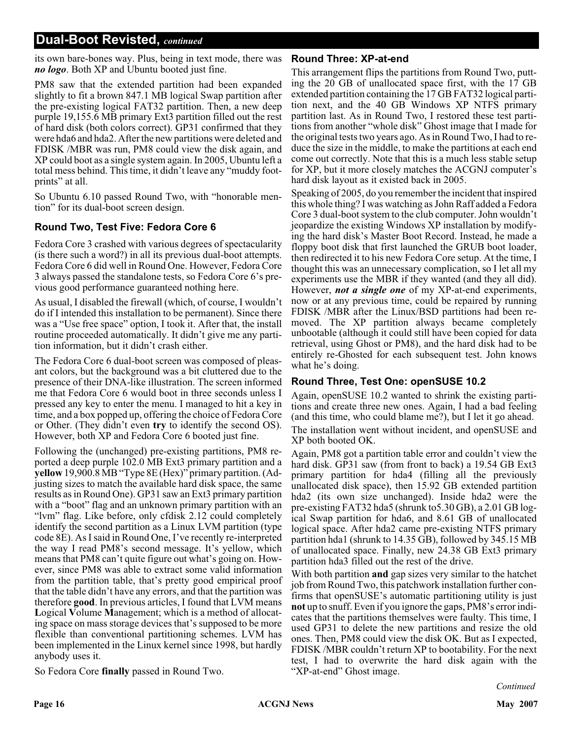its own bare-bones way. Plus, being in text mode, there was ***no logo***. Both XP and Ubuntu booted just fine.

PM8 saw that the extended partition had been expanded slightly to fit a brown 847.1 MB logical Swap partition after the pre-existing logical FAT32 partition. Then, a new deep purple 19,155.6 MB primary Ext3 partition filled out the rest of hard disk (both colors correct). GP31 confirmed that they were hda6 and hda2. After the new partitions were deleted and FDISK /MBR was run, PM8 could view the disk again, and XP could boot as a single system again. In 2005, Ubuntu left a total mess behind. This time, it didn't leave any "muddy footprints" at all.

So Ubuntu 6.10 passed Round Two, with "honorable mention" for its dual-boot screen design.

### Round Two, Test Five: Fedora Core 6

Fedora Core 3 crashed with various degrees of spectacularity (is there such a word?) in all its previous dual-boot attempts. Fedora Core 6 did well in Round One. However, Fedora Core 3 always passed the standalone tests, so Fedora Core 6's previous good performance guaranteed nothing here.

As usual, I disabled the firewall (which, of course, I wouldn't do if I intended this installation to be permanent). Since there was a "Use free space" option, I took it. After that, the install routine proceeded automatically. It didn't give me any partition information, but it didn't crash either.

The Fedora Core 6 dual-boot screen was composed of pleasant colors, but the background was a bit cluttered due to the presence of their DNA-like illustration. The screen informed me that Fedora Core 6 would boot in three seconds unless I pressed any key to enter the menu. I managed to hit a key in time, and a box popped up, offering the choice of Fedora Core or Other. (They didn't even **try** to identify the second OS). However, both XP and Fedora Core 6 booted just fine.

Following the (unchanged) pre-existing partitions, PM8 reported a deep purple 102.0 MB Ext3 primary partition and a **yellow** 19,900.8 MB "Type 8E (Hex)" primary partition. (Adjusting sizes to match the available hard disk space, the same results as in Round One). GP31 saw an Ext3 primary partition with a "boot" flag and an unknown primary partition with an "lvm" flag. Like before, only cfdisk 2.12 could completely identify the second partition as a Linux LVM partition (type code 8E). As I said in Round One, I've recently re-interpreted the way I read PM8's second message. It's yellow, which means that PM8 can't quite figure out what's going on. However, since PM8 was able to extract some valid information from the partition table, that's pretty good empirical proof that the table didn't have any errors, and that the partition was therefore **good**. In previous articles, I found that LVM means **L**ogical **V**olume **M**anagement; which is a method of allocating space on mass storage devices that's supposed to be more flexible than conventional partitioning schemes. LVM has been implemented in the Linux kernel since 1998, but hardly anybody uses it.

So Fedora Core **finally** passed in Round Two.

### Round Three: XP-at-end

This arrangement flips the partitions from Round Two, putting the 20 GB of unallocated space first, with the 17 GB extended partition containing the 17 GB FAT32 logical partition next, and the 40 GB Windows XP NTFS primary partition last. As in Round Two, I restored these test partitions from another "whole disk" Ghost image that I made for the original tests two years ago. As in Round Two, I had to reduce the size in the middle, to make the partitions at each end come out correctly. Note that this is a much less stable setup for XP, but it more closely matches the ACGNJ computer's hard disk layout as it existed back in 2005.

Speaking of 2005, do you remember the incident that inspired this whole thing? I was watching as John Raff added a Fedora Core 3 dual-boot system to the club computer. John wouldn't jeopardize the existing Windows XP installation by modifying the hard disk's Master Boot Record. Instead, he made a floppy boot disk that first launched the GRUB boot loader, then redirected it to his new Fedora Core setup. At the time, I thought this was an unnecessary complication, so I let all my experiments use the MBR if they wanted (and they all did). However, ***not a single one*** of my XP-at-end experiments, now or at any previous time, could be repaired by running FDISK /MBR after the Linux/BSD partitions had been removed. The XP partition always became completely unbootable (although it could still have been copied for data retrieval, using Ghost or PM8), and the hard disk had to be entirely re-Ghosted for each subsequent test. John knows what he's doing.

### Round Three, Test One: openSUSE 10.2

Again, openSUSE 10.2 wanted to shrink the existing partitions and create three new ones. Again, I had a bad feeling (and this time, who could blame me?), but I let it go ahead.

The installation went without incident, and openSUSE and XP both booted OK.

Again, PM8 got a partition table error and couldn't view the hard disk. GP31 saw (from front to back) a 19.54 GB Ext3 primary partition for hda4 (filling all the previously unallocated disk space), then 15.92 GB extended partition hda2 (its own size unchanged). Inside hda2 were the pre-existing FAT32 hda5 (shrunk to5.30 GB), a 2.01 GB logical Swap partition for hda6, and 8.61 GB of unallocated logical space. After hda2 came pre-existing NTFS primary partition hda1 (shrunk to 14.35 GB), followed by 345.15 MB of unallocated space. Finally, new 24.38 GB Ext3 primary partition hda3 filled out the rest of the drive.

With both partition **and** gap sizes very similar to the hatchet job from Round Two, this patchwork installation further confirms that openSUSE's automatic partitioning utility is just **not** up to snuff. Even if you ignore the gaps, PM8's error indicates that the partitions themselves were faulty. This time, I used GP31 to delete the new partitions and resize the old ones. Then, PM8 could view the disk OK. But as I expected, FDISK /MBR couldn't return XP to bootability. For the next test, I had to overwrite the hard disk again with the "XP-at-end" Ghost image.

*Continued*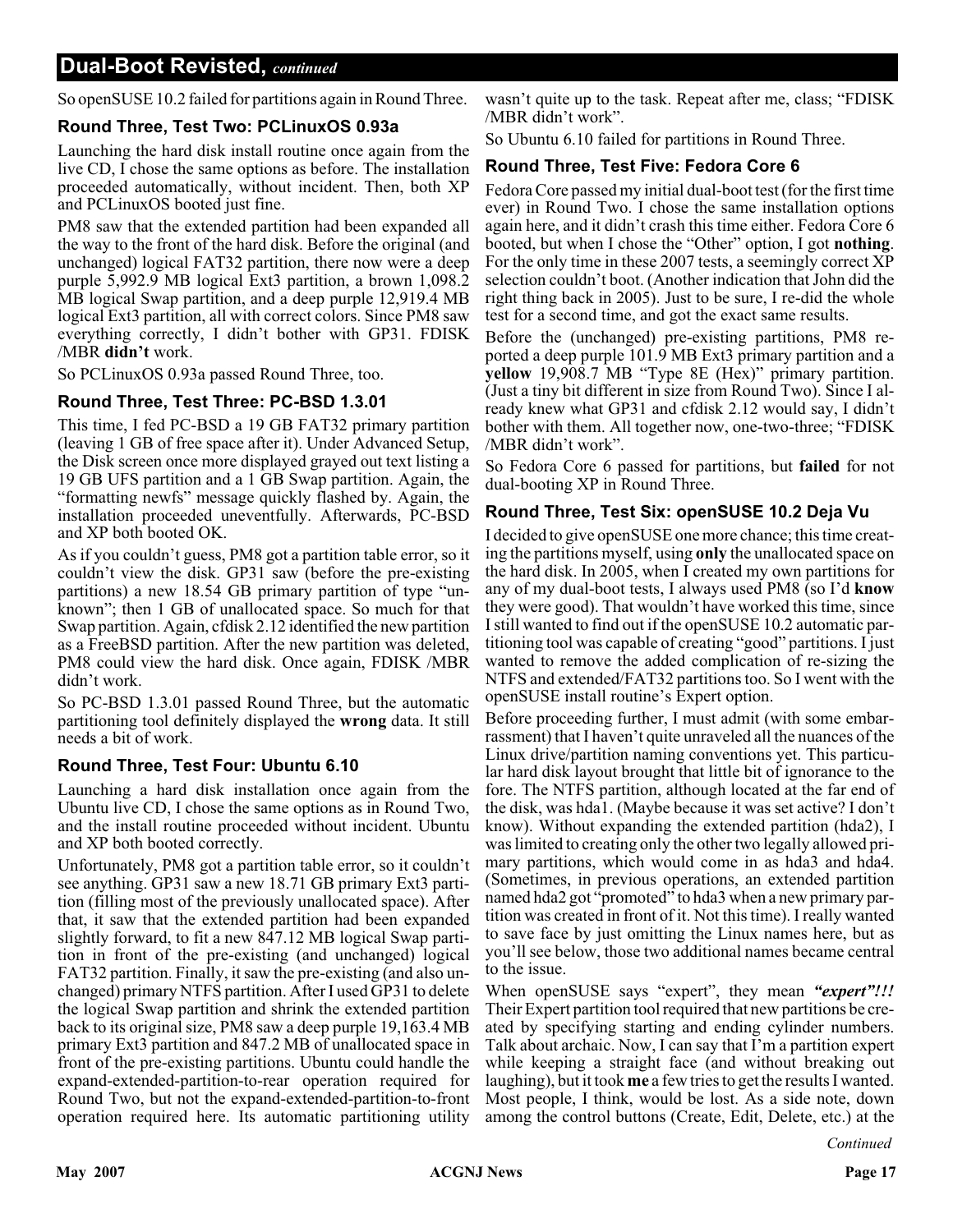## Dual-Boot Revisted, *continued*

So openSUSE 10.2 failed for partitions again in Round Three.

### Round Three, Test Two: PCLinuxOS 0.93a

Launching the hard disk install routine once again from the live CD, I chose the same options as before. The installation proceeded automatically, without incident. Then, both XP and PCLinuxOS booted just fine.

PM8 saw that the extended partition had been expanded all the way to the front of the hard disk. Before the original (and unchanged) logical FAT32 partition, there now were a deep purple 5,992.9 MB logical Ext3 partition, a brown 1,098.2 MB logical Swap partition, and a deep purple 12,919.4 MB logical Ext3 partition, all with correct colors. Since PM8 saw everything correctly, I didn't bother with GP31. FDISK /MBR **didn't** work.

So PCLinuxOS 0.93a passed Round Three, too.

### Round Three, Test Three: PC-BSD 1.3.01

This time, I fed PC-BSD a 19 GB FAT32 primary partition (leaving 1 GB of free space after it). Under Advanced Setup, the Disk screen once more displayed grayed out text listing a 19 GB UFS partition and a 1 GB Swap partition. Again, the "formatting newfs" message quickly flashed by. Again, the installation proceeded uneventfully. Afterwards, PC-BSD and XP both booted OK.

As if you couldn't guess, PM8 got a partition table error, so it couldn't view the disk. GP31 saw (before the pre-existing partitions) a new 18.54 GB primary partition of type "unknown"; then 1 GB of unallocated space. So much for that Swap partition. Again, cfdisk 2.12 identified the new partition as a FreeBSD partition. After the new partition was deleted, PM8 could view the hard disk. Once again, FDISK /MBR didn't work.

So PC-BSD 1.3.01 passed Round Three, but the automatic partitioning tool definitely displayed the **wrong** data. It still needs a bit of work.

### Round Three, Test Four: Ubuntu 6.10

Launching a hard disk installation once again from the Ubuntu live CD, I chose the same options as in Round Two, and the install routine proceeded without incident. Ubuntu and XP both booted correctly.

Unfortunately, PM8 got a partition table error, so it couldn't see anything. GP31 saw a new 18.71 GB primary Ext3 partition (filling most of the previously unallocated space). After that, it saw that the extended partition had been expanded slightly forward, to fit a new 847.12 MB logical Swap partition in front of the pre-existing (and unchanged) logical FAT32 partition. Finally, it saw the pre-existing (and also unchanged) primary NTFS partition. After I used GP31 to delete the logical Swap partition and shrink the extended partition back to its original size, PM8 saw a deep purple 19,163.4 MB primary Ext3 partition and 847.2 MB of unallocated space in front of the pre-existing partitions. Ubuntu could handle the expand-extended-partition-to-rear operation required for Round Two, but not the expand-extended-partition-to-front operation required here. Its automatic partitioning utility wasn't quite up to the task. Repeat after me, class; "FDISK /MBR didn't work".

So Ubuntu 6.10 failed for partitions in Round Three.

### Round Three, Test Five: Fedora Core 6

Fedora Core passed my initial dual-boot test (for the first time ever) in Round Two. I chose the same installation options again here, and it didn't crash this time either. Fedora Core 6 booted, but when I chose the "Other" option, I got **nothing**. For the only time in these 2007 tests, a seemingly correct XP selection couldn't boot. (Another indication that John did the right thing back in 2005). Just to be sure, I re-did the whole test for a second time, and got the exact same results.

Before the (unchanged) pre-existing partitions, PM8 reported a deep purple 101.9 MB Ext3 primary partition and a **yellow** 19,908.7 MB "Type 8E (Hex)" primary partition. (Just a tiny bit different in size from Round Two). Since I already knew what GP31 and cfdisk 2.12 would say, I didn't bother with them. All together now, one-two-three; "FDISK /MBR didn't work".

So Fedora Core 6 passed for partitions, but **failed** for not dual-booting XP in Round Three.

### Round Three, Test Six: openSUSE 10.2 Deja Vu

I decided to give openSUSE one more chance; this time creating the partitions myself, using **only** the unallocated space on the hard disk. In 2005, when I created my own partitions for any of my dual-boot tests, I always used PM8 (so I'd **know** they were good). That wouldn't have worked this time, since I still wanted to find out if the openSUSE 10.2 automatic partitioning tool was capable of creating "good" partitions. I just wanted to remove the added complication of re-sizing the NTFS and extended/FAT32 partitions too. So I went with the openSUSE install routine's Expert option.

Before proceeding further, I must admit (with some embarrassment) that I haven't quite unraveled all the nuances of the Linux drive/partition naming conventions yet. This particular hard disk layout brought that little bit of ignorance to the fore. The NTFS partition, although located at the far end of the disk, was hda1. (Maybe because it was set active? I don't know). Without expanding the extended partition (hda2), I was limited to creating only the other two legally allowed primary partitions, which would come in as hda3 and hda4. (Sometimes, in previous operations, an extended partition named hda2 got "promoted" to hda3 when a new primary partition was created in front of it. Not this time). I really wanted to save face by just omitting the Linux names here, but as you'll see below, those two additional names became central to the issue.

When openSUSE says "expert", they mean ***"expert"!!!*** Their Expert partition tool required that new partitions be created by specifying starting and ending cylinder numbers. Talk about archaic. Now, I can say that I'm a partition expert while keeping a straight face (and without breaking out laughing), but it took **me** a few tries to get the results I wanted. Most people, I think, would be lost. As a side note, down among the control buttons (Create, Edit, Delete, etc.) at the

*Continued*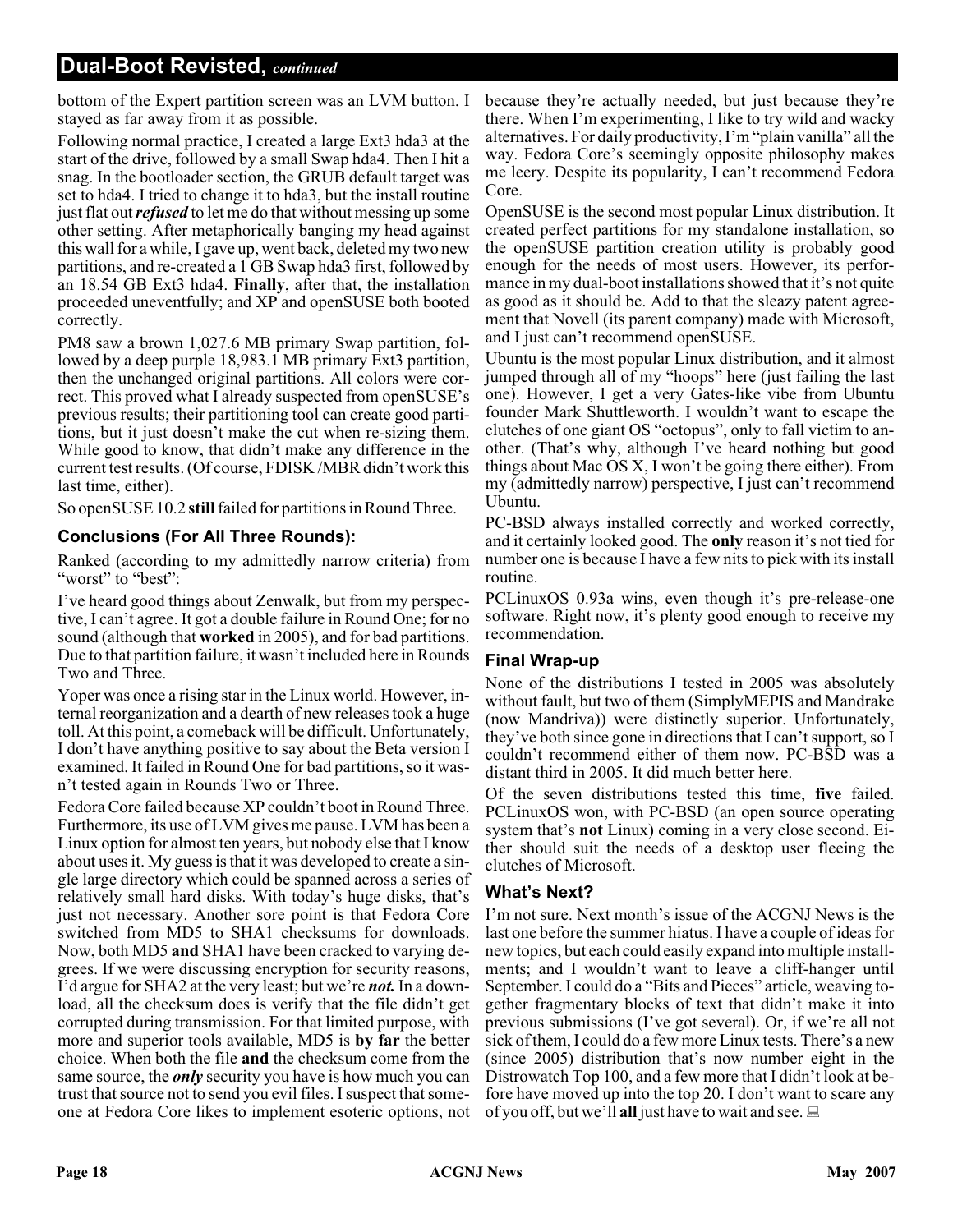bottom of the Expert partition screen was an LVM button. I stayed as far away from it as possible.

Following normal practice, I created a large Ext3 hda3 at the start of the drive, followed by a small Swap hda4. Then I hit a snag. In the bootloader section, the GRUB default target was set to hda4. I tried to change it to hda3, but the install routine just flat out ***refused*** to let me do that without messing up some other setting. After metaphorically banging my head against this wall for a while, I gave up, went back, deleted my two new partitions, and re-created a 1 GB Swap hda3 first, followed by an 18.54 GB Ext3 hda4. **Finally**, after that, the installation proceeded uneventfully; and XP and openSUSE both booted correctly.

PM8 saw a brown 1,027.6 MB primary Swap partition, followed by a deep purple 18,983.1 MB primary Ext3 partition, then the unchanged original partitions. All colors were correct. This proved what I already suspected from openSUSE's previous results; their partitioning tool can create good partitions, but it just doesn't make the cut when re-sizing them. While good to know, that didn't make any difference in the current test results. (Of course, FDISK /MBR didn't work this last time, either).

So openSUSE 10.2 **still** failed for partitions in Round Three.

### Conclusions (For All Three Rounds):

Ranked (according to my admittedly narrow criteria) from "worst" to "best":

I've heard good things about Zenwalk, but from my perspective, I can't agree. It got a double failure in Round One; for no sound (although that **worked** in 2005), and for bad partitions. Due to that partition failure, it wasn't included here in Rounds Two and Three.

Yoper was once a rising star in the Linux world. However, internal reorganization and a dearth of new releases took a huge toll. At this point, a comeback will be difficult. Unfortunately, I don't have anything positive to say about the Beta version I examined. It failed in Round One for bad partitions, so it wasn't tested again in Rounds Two or Three.

Fedora Core failed because XP couldn't boot in Round Three. Furthermore, its use of LVM gives me pause. LVM has been a Linux option for almost ten years, but nobody else that I know about uses it. My guess is that it was developed to create a single large directory which could be spanned across a series of relatively small hard disks. With today's huge disks, that's just not necessary. Another sore point is that Fedora Core switched from MD5 to SHA1 checksums for downloads. Now, both MD5 **and** SHA1 have been cracked to varying degrees. If we were discussing encryption for security reasons, I'd argue for SHA2 at the very least; but we're ***not.*** In a download, all the checksum does is verify that the file didn't get corrupted during transmission. For that limited purpose, with more and superior tools available, MD5 is **by far** the better choice. When both the file **and** the checksum come from the same source, the ***only*** security you have is how much you can trust that source not to send you evil files. I suspect that someone at Fedora Core likes to implement esoteric options, not because they're actually needed, but just because they're there. When I'm experimenting, I like to try wild and wacky alternatives. For daily productivity, I'm "plain vanilla" all the way. Fedora Core's seemingly opposite philosophy makes me leery. Despite its popularity, I can't recommend Fedora Core.

OpenSUSE is the second most popular Linux distribution. It created perfect partitions for my standalone installation, so the openSUSE partition creation utility is probably good enough for the needs of most users. However, its performance in my dual-boot installations showed that it's not quite as good as it should be. Add to that the sleazy patent agreement that Novell (its parent company) made with Microsoft, and I just can't recommend openSUSE.

Ubuntu is the most popular Linux distribution, and it almost jumped through all of my "hoops" here (just failing the last one). However, I get a very Gates-like vibe from Ubuntu founder Mark Shuttleworth. I wouldn't want to escape the clutches of one giant OS "octopus", only to fall victim to another. (That's why, although I've heard nothing but good things about Mac OS X, I won't be going there either). From my (admittedly narrow) perspective, I just can't recommend Ubuntu.

PC-BSD always installed correctly and worked correctly, and it certainly looked good. The **only** reason it's not tied for number one is because I have a few nits to pick with its install routine.

PCLinuxOS 0.93a wins, even though it's pre-release-one software. Right now, it's plenty good enough to receive my recommendation.

### Final Wrap-up

None of the distributions I tested in 2005 was absolutely without fault, but two of them (SimplyMEPIS and Mandrake (now Mandriva)) were distinctly superior. Unfortunately, they've both since gone in directions that I can't support, so I couldn't recommend either of them now. PC-BSD was a distant third in 2005. It did much better here.

Of the seven distributions tested this time, **five** failed. PCLinuxOS won, with PC-BSD (an open source operating system that's **not** Linux) coming in a very close second. Either should suit the needs of a desktop user fleeing the clutches of Microsoft.

### What's Next?

I'm not sure. Next month's issue of the ACGNJ News is the last one before the summer hiatus. I have a couple of ideas for new topics, but each could easily expand into multiple installments; and I wouldn't want to leave a cliff-hanger until September. I could do a "Bits and Pieces" article, weaving together fragmentary blocks of text that didn't make it into previous submissions (I've got several). Or, if we're all not sick of them, I could do a few more Linux tests. There's a new (since 2005) distribution that's now number eight in the Distrowatch Top 100, and a few more that I didn't look at before have moved up into the top 20. I don't want to scare any of you off, but we'll **all** just have to wait and see.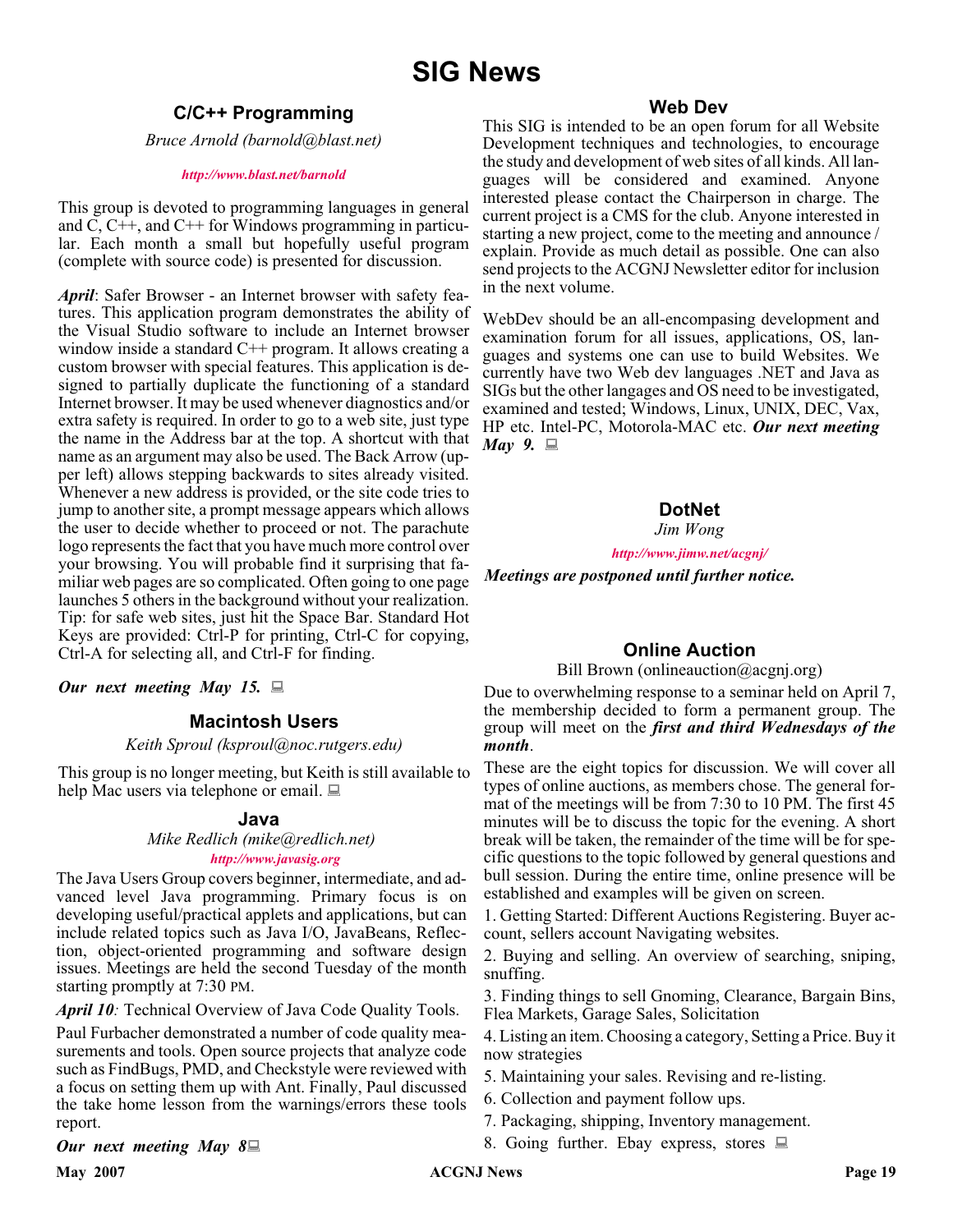# SIG News

## C/C++ Programming

*Bruce Arnold (barnold@blast.net)*

*http://www.blast.net/barnold*

This group is devoted to programming languages in general and C, C++, and C++ for Windows programming in particular. Each month a small but hopefully useful program (complete with source code) is presented for discussion.

***April***: Safer Browser - an Internet browser with safety features. This application program demonstrates the ability of the Visual Studio software to include an Internet browser window inside a standard C++ program. It allows creating a custom browser with special features. This application is designed to partially duplicate the functioning of a standard Internet browser. It may be used whenever diagnostics and/or extra safety is required. In order to go to a web site, just type the name in the Address bar at the top. A shortcut with that name as an argument may also be used. The Back Arrow (upper left) allows stepping backwards to sites already visited. Whenever a new address is provided, or the site code tries to jump to another site, a prompt message appears which allows the user to decide whether to proceed or not. The parachute logo represents the fact that you have much more control over your browsing. You will probable find it surprising that familiar web pages are so complicated. Often going to one page launches 5 others in the background without your realization. Tip: for safe web sites, just hit the Space Bar. Standard Hot Keys are provided: Ctrl-P for printing, Ctrl-C for copying, Ctrl-A for selecting all, and Ctrl-F for finding.

***Our next meeting May 15.***

## Macintosh Users

*Keith Sproul (ksproul@noc.rutgers.edu)*

This group is no longer meeting, but Keith is still available to help Mac users via telephone or email.

## Java

*Mike Redlich (mike@redlich.net)*

*http://www.javasig.org*

The Java Users Group covers beginner, intermediate, and advanced level Java programming. Primary focus is on developing useful/practical applets and applications, but can include related topics such as Java I/O, JavaBeans, Reflection, object-oriented programming and software design issues. Meetings are held the second Tuesday of the month starting promptly at 7:30 PM.

***April 10****:* Technical Overview of Java Code Quality Tools.

Paul Furbacher demonstrated a number of code quality measurements and tools. Open source projects that analyze code such as FindBugs, PMD, and Checkstyle were reviewed with a focus on setting them up with Ant. Finally, Paul discussed the take home lesson from the warnings/errors these tools report.

***Our next meeting May 8***

## Web Dev

This SIG is intended to be an open forum for all Website Development techniques and technologies, to encourage the study and development of web sites of all kinds. All languages will be considered and examined. Anyone interested please contact the Chairperson in charge. The current project is a CMS for the club. Anyone interested in starting a new project, come to the meeting and announce / explain. Provide as much detail as possible. One can also send projects to the ACGNJ Newsletter editor for inclusion in the next volume.

WebDev should be an all-encompasing development and examination forum for all issues, applications, OS, languages and systems one can use to build Websites. We currently have two Web dev languages .NET and Java as SIGs but the other langages and OS need to be investigated, examined and tested; Windows, Linux, UNIX, DEC, Vax, HP etc. Intel-PC, Motorola-MAC etc. ***Our next meeting May 9.***

## DotNet

*Jim Wong*

*http://www.jimw.net/acgnj/*

***Meetings are postponed until further notice.***

## Online Auction

Bill Brown (onlineauction@acgnj.org)

Due to overwhelming response to a seminar held on April 7, the membership decided to form a permanent group. The group will meet on the ***first and third Wednesdays of the month***.

These are the eight topics for discussion. We will cover all types of online auctions, as members chose. The general format of the meetings will be from 7:30 to 10 PM. The first 45 minutes will be to discuss the topic for the evening. A short break will be taken, the remainder of the time will be for specific questions to the topic followed by general questions and bull session. During the entire time, online presence will be established and examples will be given on screen.

1. Getting Started: Different Auctions Registering. Buyer account, sellers account Navigating websites.
2. Buying and selling. An overview of searching, sniping, snuffing.
3. Finding things to sell Gnoming, Clearance, Bargain Bins, Flea Markets, Garage Sales, Solicitation
4. Listing an item. Choosing a category, Setting a Price. Buy it now strategies
5. Maintaining your sales. Revising and re-listing.
6. Collection and payment follow ups.
7. Packaging, shipping, Inventory management.
8. Going further. Ebay express, stores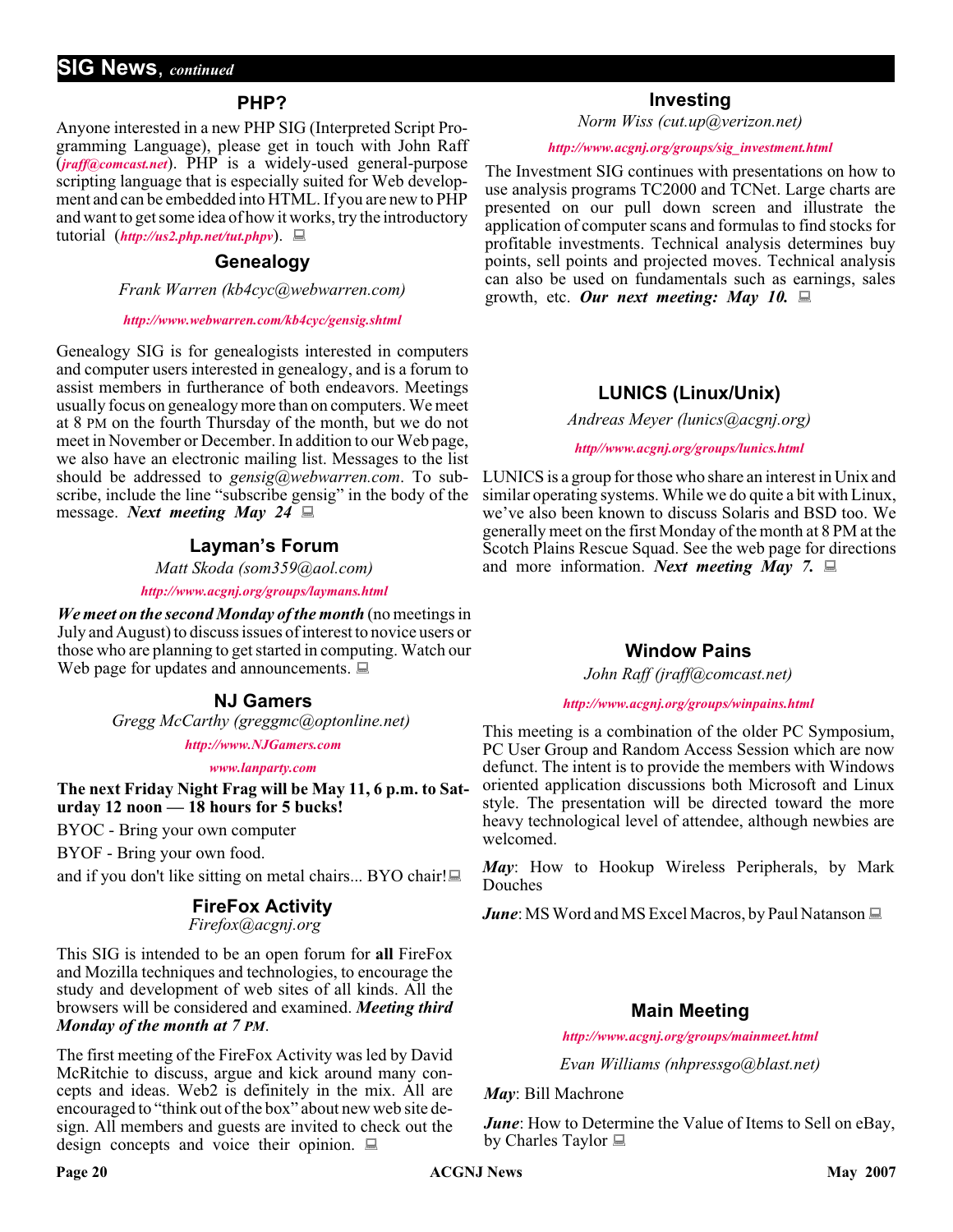## SIG News, *continued*

### PHP?

Anyone interested in a new PHP SIG (Interpreted Script Programming Language), please get in touch with John Raff (*jraff@comcast.net*). PHP is a widely-used general-purpose scripting language that is especially suited for Web development and can be embedded into HTML. If you are new to PHP and want to get some idea of how it works, try the introductory tutorial (*http://us2.php.net/tut.phpv*).

### Genealogy

*Frank Warren (kb4cyc@webwarren.com)*

*http://www.webwarren.com/kb4cyc/gensig.shtml*

Genealogy SIG is for genealogists interested in computers and computer users interested in genealogy, and is a forum to assist members in furtherance of both endeavors. Meetings usually focus on genealogy more than on computers. We meet at 8 PM on the fourth Thursday of the month, but we do not meet in November or December. In addition to our Web page, we also have an electronic mailing list. Messages to the list should be addressed to *gensig@webwarren.com*. To subscribe, include the line "subscribe gensig" in the body of the message. ***Next meeting May 24***

### Layman's Forum

*Matt Skoda (som359@aol.com)*

*http://www.acgnj.org/groups/laymans.html*

***We meet on the second Monday of the month*** (no meetings in July and August) to discuss issues of interest to novice users or those who are planning to get started in computing. Watch our Web page for updates and announcements.

### NJ Gamers

*Gregg McCarthy (greggmc@optonline.net)*

*http://www.NJGamers.com*

*www.lanparty.com*

**The next Friday Night Frag will be May 11, 6 p.m. to Saturday 12 noon — 18 hours for 5 bucks!**

BYOC - Bring your own computer

BYOF - Bring your own food.

and if you don't like sitting on metal chairs... BYO chair!

### FireFox Activity

*Firefox@acgnj.org*

This SIG is intended to be an open forum for **all** FireFox and Mozilla techniques and technologies, to encourage the study and development of web sites of all kinds. All the browsers will be considered and examined. ***Meeting third Monday of the month at 7 PM***.

The first meeting of the FireFox Activity was led by David McRitchie to discuss, argue and kick around many concepts and ideas. Web2 is definitely in the mix. All are encouraged to "think out of the box" about new web site design. All members and guests are invited to check out the design concepts and voice their opinion.

### Investing

*Norm Wiss (cut.up@verizon.net)*

*http://www.acgnj.org/groups/sig_investment.html*

The Investment SIG continues with presentations on how to use analysis programs TC2000 and TCNet. Large charts are presented on our pull down screen and illustrate the application of computer scans and formulas to find stocks for profitable investments. Technical analysis determines buy points, sell points and projected moves. Technical analysis can also be used on fundamentals such as earnings, sales growth, etc. ***Our next meeting: May 10.***

### LUNICS (Linux/Unix)

*Andreas Meyer (lunics@acgnj.org)*

*http//www.acgnj.org/groups/lunics.html*

LUNICS is a group for those who share an interest in Unix and similar operating systems. While we do quite a bit with Linux, we've also been known to discuss Solaris and BSD too. We generally meet on the first Monday of the month at 8 PM at the Scotch Plains Rescue Squad. See the web page for directions and more information. ***Next meeting May 7.***

### Window Pains

*John Raff (jraff@comcast.net)*

*http://www.acgnj.org/groups/winpains.html*

This meeting is a combination of the older PC Symposium, PC User Group and Random Access Session which are now defunct. The intent is to provide the members with Windows oriented application discussions both Microsoft and Linux style. The presentation will be directed toward the more heavy technological level of attendee, although newbies are welcomed.

***May***: How to Hookup Wireless Peripherals, by Mark Douches

***June***: MS Word and MS Excel Macros, by Paul Natanson

### Main Meeting

*http://www.acgnj.org/groups/mainmeet.html*

*Evan Williams (nhpressgo@blast.net)*

***May***: Bill Machrone

***June***: How to Determine the Value of Items to Sell on eBay, by Charles Taylor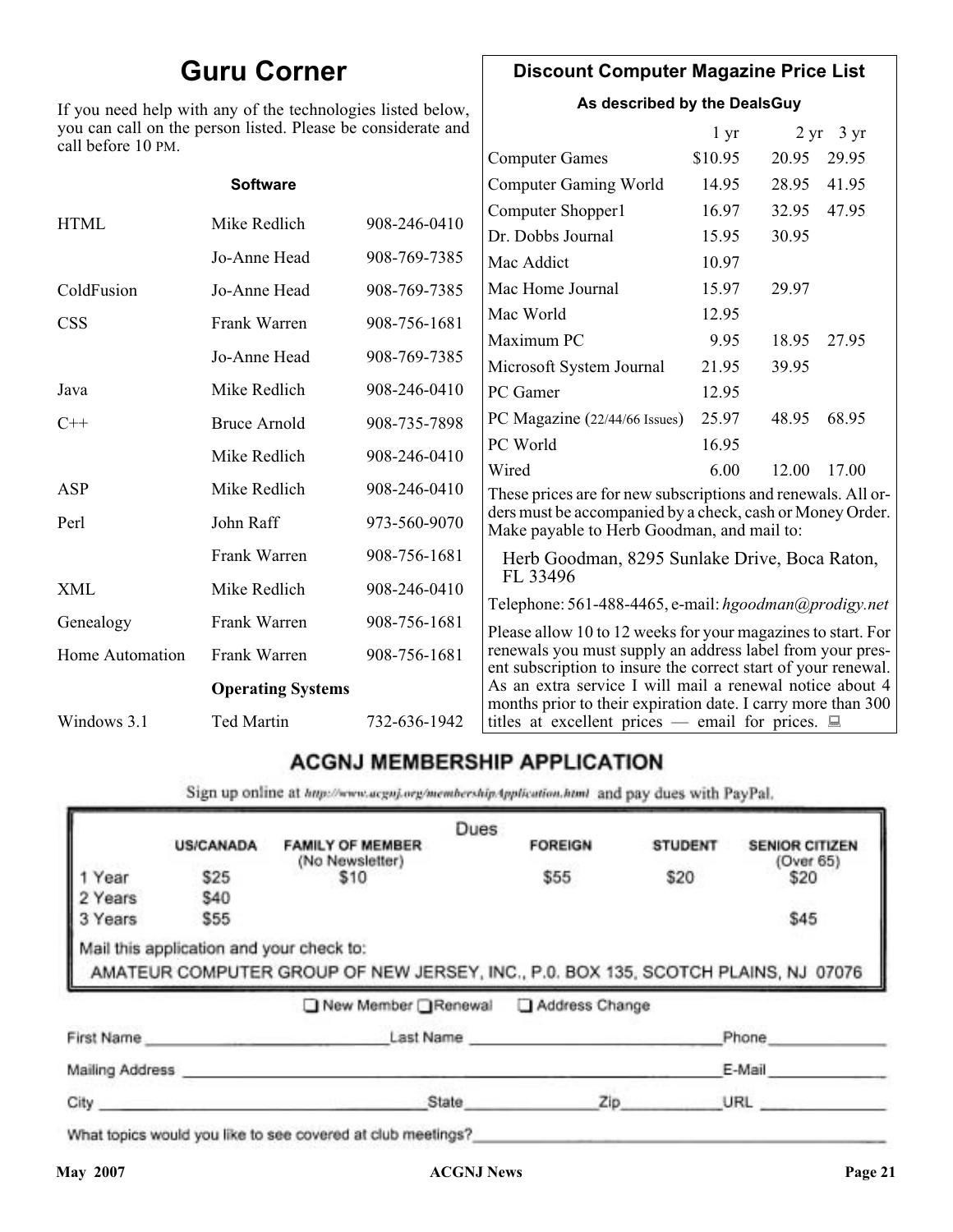# Guru Corner

If you need help with any of the technologies listed below, you can call on the person listed. Please be considerate and call before 10 PM.

| | **Software** | |
|---|---|---|
| HTML | Mike Redlich | 908-246-0410 |
| | Jo-Anne Head | 908-769-7385 |
| ColdFusion | Jo-Anne Head | 908-769-7385 |
| CSS | Frank Warren | 908-756-1681 |
| | Jo-Anne Head | 908-769-7385 |
| Java | Mike Redlich | 908-246-0410 |
| C++ | Bruce Arnold | 908-735-7898 |
| | Mike Redlich | 908-246-0410 |
| ASP | Mike Redlich | 908-246-0410 |
| Perl | John Raff | 973-560-9070 |
| | Frank Warren | 908-756-1681 |
| XML | Mike Redlich | 908-246-0410 |
| Genealogy | Frank Warren | 908-756-1681 |
| Home Automation | Frank Warren | 908-756-1681 |
| | **Operating Systems** | |
| Windows 3.1 | Ted Martin | 732-636-1942 |

## Discount Computer Magazine Price List

**As described by the DealsGuy**

| | 1 yr | 2 yr | 3 yr |
|---|---|---|---|
| Computer Games | $10.95 | 20.95 | 29.95 |
| Computer Gaming World | 14.95 | 28.95 | 41.95 |
| Computer Shopper1 | 16.97 | 32.95 | 47.95 |
| Dr. Dobbs Journal | 15.95 | 30.95 | |
| Mac Addict | 10.97 | | |
| Mac Home Journal | 15.97 | 29.97 | |
| Mac World | 12.95 | | |
| Maximum PC | 9.95 | 18.95 | 27.95 |
| Microsoft System Journal | 21.95 | 39.95 | |
| PC Gamer | 12.95 | | |
| PC Magazine (22/44/66 Issues) | 25.97 | 48.95 | 68.95 |
| PC World | 16.95 | | |
| Wired | 6.00 | 12.00 | 17.00 |

These prices are for new subscriptions and renewals. All orders must be accompanied by a check, cash or Money Order. Make payable to Herb Goodman, and mail to:

Herb Goodman, 8295 Sunlake Drive, Boca Raton, FL 33496

Telephone: 561-488-4465, e-mail: *hgoodman@prodigy.net*

Please allow 10 to 12 weeks for your magazines to start. For renewals you must supply an address label from your present subscription to insure the correct start of your renewal. As an extra service I will mail a renewal notice about 4 months prior to their expiration date. I carry more than 300 titles at excellent prices — email for prices.

## ACGNJ MEMBERSHIP APPLICATION

Sign up online at http://www.acgnj.org/membershipApplication.html and pay dues with PayPal.

**Dues**

| | US/CANADA | FAMILY OF MEMBER (No Newsletter) | FOREIGN | STUDENT | SENIOR CITIZEN (Over 65) |
|---|---|---|---|---|---|
| 1 Year | $25 | $10 | $55 | $20 | $20 |
| 2 Years | $40 | | | | |
| 3 Years | $55 | | | | $45 |

Mail this application and your check to:

AMATEUR COMPUTER GROUP OF NEW JERSEY, INC., P.0. BOX 135, SCOTCH PLAINS, NJ 07076

❑ New Member ❑ Renewal ❑ Address Change

First Name ______________ Last Name ______________ Phone ______________

Mailing Address ______________ E-Mail ______________

City ______________ State ______________ Zip ______________ URL ______________

What topics would you like to see covered at club meetings? ______________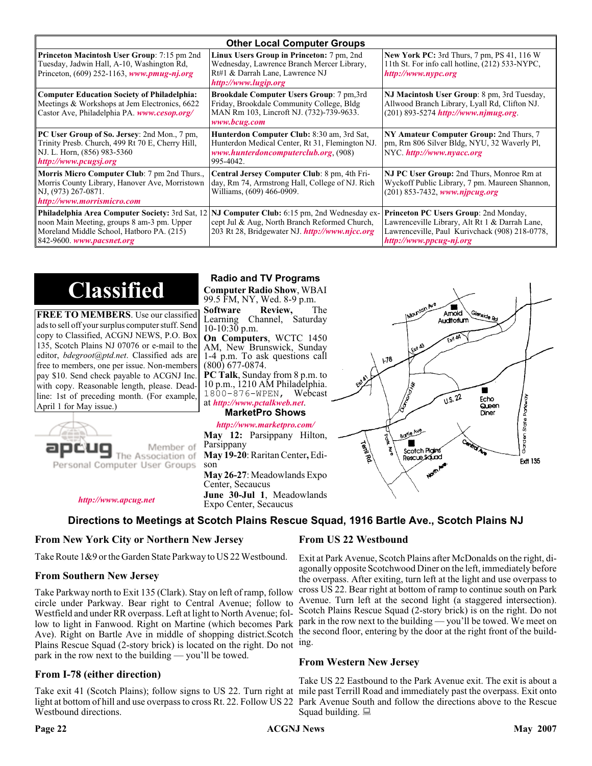## Other Local Computer Groups

| | | |
|---|---|---|
| **Princeton Macintosh User Group**: 7:15 pm 2nd Tuesday, Jadwin Hall, A-10, Washington Rd, Princeton, (609) 252-1163, ***www.pmug-nj.org*** | **Linux Users Group in Princeton:** 7 pm, 2nd Wednesday, Lawrence Branch Mercer Library, Rt#1 & Darrah Lane, Lawrence NJ ***http://www.lugip.org*** | **New York PC:** 3rd Thurs, 7 pm, PS 41, 116 W 11th St. For info call hotline, (212) 533-NYPC, ***http://www.nypc.org*** |
| **Computer Education Society of Philadelphia:** Meetings & Workshops at Jem Electronics, 6622 Castor Ave, Philadelphia PA. ***www.cesop.org/*** | **Brookdale Computer Users Group**: 7 pm,3rd Friday, Brookdale Community College, Bldg MAN Rm 103, Lincroft NJ. (732)-739-9633. ***www.bcug.com*** | **NJ Macintosh User Group**: 8 pm, 3rd Tuesday, Allwood Branch Library, Lyall Rd, Clifton NJ. (201) 893-5274 ***http://www.njmug.org***. |
| **PC User Group of So. Jersey**: 2nd Mon., 7 pm, Trinity Presb. Church, 499 Rt 70 E, Cherry Hill, NJ. L. Horn, (856) 983-5360 ***http://www.pcugsj.org*** | **Hunterdon Computer Club:** 8:30 am, 3rd Sat, Hunterdon Medical Center, Rt 31, Flemington NJ. ***www.hunterdoncomputerclub.org***, (908) 995-4042. | **NY Amateur Computer Group:** 2nd Thurs, 7 pm, Rm 806 Silver Bldg, NYU, 32 Waverly Pl, NYC. ***http://www.nyacc.org*** |
| **Morris Micro Computer Club**: 7 pm 2nd Thurs., Morris County Library, Hanover Ave, Morristown NJ, (973) 267-0871. ***http://www.morrismicro.com*** | **Central Jersey Computer Club**: 8 pm, 4th Friday, Rm 74, Armstrong Hall, College of NJ. Rich Williams, (609) 466-0909. | **NJ PC User Group:** 2nd Thurs, Monroe Rm at Wyckoff Public Library, 7 pm. Maureen Shannon, (201) 853-7432, ***www.njpcug.org*** |
| **Philadelphia Area Computer Society:** 3rd Sat, 12 noon Main Meeting, groups 8 am-3 pm. Upper Moreland Middle School, Hatboro PA. (215) 842-9600. ***www.pacsnet.org*** | **NJ Computer Club:** 6:15 pm, 2nd Wednesday except Jul & Aug, North Branch Reformed Church, 203 Rt 28, Bridgewater NJ. ***http://www.njcc.org*** | **Princeton PC Users Group**: 2nd Monday, Lawrenceville Library, Alt Rt 1 & Darrah Lane, Lawrenceville, Paul Kurivchack (908) 218-0778, ***http://www.ppcug-nj.org*** |

# Classified

**FREE TO MEMBERS**. Use our classified ads to sell off your surplus computer stuff. Send copy to Classified, ACGNJ NEWS, P.O. Box 135, Scotch Plains NJ 07076 or e-mail to the editor, *bdegroot@ptd.net*. Classified ads are free to members, one per issue. Non-members pay $10. Send check payable to ACGNJ Inc. with copy. Reasonable length, please. Deadline: 1st of preceding month. (For example, April 1 for May issue.)

apcug Member of The Association of Personal Computer User Groups

***http://www.apcug.net***

## Radio and TV Programs

**Computer Radio Show**, WBAI 99.5 FM, NY, Wed. 8-9 p.m.

**Software Review,** The Learning Channel, Saturday 10-10:30 p.m.

**On Computers**, WCTC 1450 AM, New Brunswick, Sunday 1-4 p.m. To ask questions call (800) 677-0874.

**PC Talk**, Sunday from 8 p.m. to 10 p.m., 1210 AM Philadelphia. 1800-876-WPEN, Webcast at ***http://www.pctalkweb.net***.

## MarketPro Shows

***http://www.marketpro.com/***

**May 12:** Parsippany Hilton, Parsippany

**May 19-20**: Raritan Center**,** Edison

**May 26-27**: Meadowlands Expo Center, Secaucus

**June 30-Jul 1**, Meadowlands Expo Center, Secaucus

## Directions to Meetings at Scotch Plains Rescue Squad, 1916 Bartle Ave., Scotch Plains NJ

### From New York City or Northern New Jersey

Take Route 1&9 or the Garden State Parkway to US 22 Westbound.

### From Southern New Jersey

Take Parkway north to Exit 135 (Clark). Stay on left of ramp, follow circle under Parkway. Bear right to Central Avenue; follow to Westfield and under RR overpass. Left at light to North Avenue; follow to light in Fanwood. Right on Martine (which becomes Park Ave). Right on Bartle Ave in middle of shopping district.Scotch Plains Rescue Squad (2-story brick) is located on the right. Do not park in the row next to the building — you'll be towed.

### From I-78 (either direction)

Take exit 41 (Scotch Plains); follow signs to US 22. Turn right at light at bottom of hill and use overpass to cross Rt. 22. Follow US 22 Westbound directions.

### From US 22 Westbound

Exit at Park Avenue, Scotch Plains after McDonalds on the right, diagonally opposite Scotchwood Diner on the left, immediately before the overpass. After exiting, turn left at the light and use overpass to cross US 22. Bear right at bottom of ramp to continue south on Park Avenue. Turn left at the second light (a staggered intersection). Scotch Plains Rescue Squad (2-story brick) is on the right. Do not park in the row next to the building — you'll be towed. We meet on the second floor, entering by the door at the right front of the building.

### From Western New Jersey

Take US 22 Eastbound to the Park Avenue exit. The exit is about a mile past Terrill Road and immediately past the overpass. Exit onto Park Avenue South and follow the directions above to the Rescue Squad building.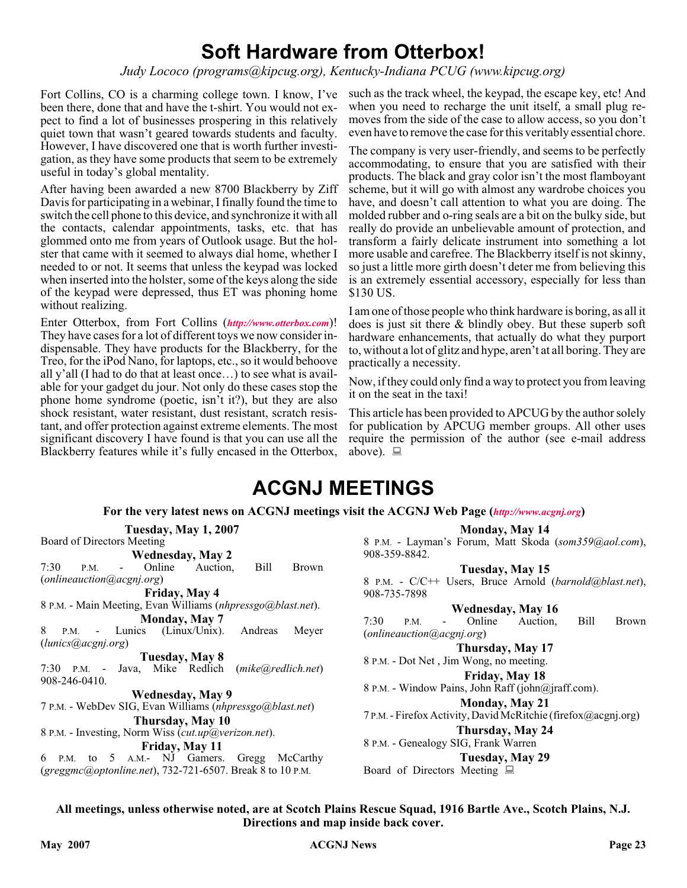# Soft Hardware from Otterbox!

*Judy Lococo (programs@kipcug.org), Kentucky-Indiana PCUG (www.kipcug.org)*

Fort Collins, CO is a charming college town. I know, I've been there, done that and have the t-shirt. You would not expect to find a lot of businesses prospering in this relatively quiet town that wasn't geared towards students and faculty. However, I have discovered one that is worth further investigation, as they have some products that seem to be extremely useful in today's global mentality.

After having been awarded a new 8700 Blackberry by Ziff Davis for participating in a webinar, I finally found the time to switch the cell phone to this device, and synchronize it with all the contacts, calendar appointments, tasks, etc. that has glommed onto me from years of Outlook usage. But the holster that came with it seemed to always dial home, whether I needed to or not. It seems that unless the keypad was locked when inserted into the holster, some of the keys along the side of the keypad were depressed, thus ET was phoning home without realizing.

Enter Otterbox, from Fort Collins (*http://www.otterbox.com*)! They have cases for a lot of different toys we now consider indispensable. They have products for the Blackberry, for the Treo, for the iPod Nano, for laptops, etc., so it would behoove all y'all (I had to do that at least once…) to see what is available for your gadget du jour. Not only do these cases stop the phone home syndrome (poetic, isn't it?), but they are also shock resistant, water resistant, dust resistant, scratch resistant, and offer protection against extreme elements. The most significant discovery I have found is that you can use all the Blackberry features while it's fully encased in the Otterbox, such as the track wheel, the keypad, the escape key, etc! And when you need to recharge the unit itself, a small plug removes from the side of the case to allow access, so you don't even have to remove the case for this veritably essential chore.

The company is very user-friendly, and seems to be perfectly accommodating, to ensure that you are satisfied with their products. The black and gray color isn't the most flamboyant scheme, but it will go with almost any wardrobe choices you have, and doesn't call attention to what you are doing. The molded rubber and o-ring seals are a bit on the bulky side, but really do provide an unbelievable amount of protection, and transform a fairly delicate instrument into something a lot more usable and carefree. The Blackberry itself is not skinny, so just a little more girth doesn't deter me from believing this is an extremely essential accessory, especially for less than $130 US.

I am one of those people who think hardware is boring, as all it does is just sit there & blindly obey. But these superb soft hardware enhancements, that actually do what they purport to, without a lot of glitz and hype, aren't at all boring. They are practically a necessity.

Now, if they could only find a way to protect you from leaving it on the seat in the taxi!

This article has been provided to APCUG by the author solely for publication by APCUG member groups. All other uses require the permission of the author (see e-mail address above).

# ACGNJ MEETINGS

**For the very latest news on ACGNJ meetings visit the ACGNJ Web Page (*http://www.acgnj.org*)**

**Tuesday, May 1, 2007**
Board of Directors Meeting

**Wednesday, May 2**
7:30 P.M. - Online Auction, Bill Brown (*onlineauction@acgnj.org*)

**Friday, May 4**
8 P.M. - Main Meeting, Evan Williams (*nhpressgo@blast.net*).

**Monday, May 7**
8 P.M. - Lunics (Linux/Unix). Andreas Meyer (*lunics@acgnj.org*)

**Tuesday, May 8**
7:30 P.M. - Java, Mike Redlich (*mike@redlich.net*) 908-246-0410.

**Wednesday, May 9**
7 P.M. - WebDev SIG, Evan Williams (*nhpressgo@blast.net*)

**Thursday, May 10**
8 P.M. - Investing, Norm Wiss (*cut.up@verizon.net*).

**Friday, May 11**
6 P.M. to 5 A.M.- NJ Gamers. Gregg McCarthy (*greggmc@optonline.net*), 732-721-6507. Break 8 to 10 P.M.

**Monday, May 14**
8 P.M. - Layman's Forum, Matt Skoda (*som359@aol.com*), 908-359-8842.

**Tuesday, May 15**
8 P.M. - C/C++ Users, Bruce Arnold (*barnold@blast.net*), 908-735-7898

**Wednesday, May 16**
7:30 P.M. - Online Auction, Bill Brown (*onlineauction@acgnj.org*)

**Thursday, May 17**
8 P.M. - Dot Net , Jim Wong, no meeting.

**Friday, May 18**
8 P.M. - Window Pains, John Raff (john@jraff.com).

**Monday, May 21**
7 P.M. - Firefox Activity, David McRitchie (firefox@acgnj.org)

**Thursday, May 24**
8 P.M. - Genealogy SIG, Frank Warren

**Tuesday, May 29**
Board of Directors Meeting

**All meetings, unless otherwise noted, are at Scotch Plains Rescue Squad, 1916 Bartle Ave., Scotch Plains, N.J. Directions and map inside back cover.**